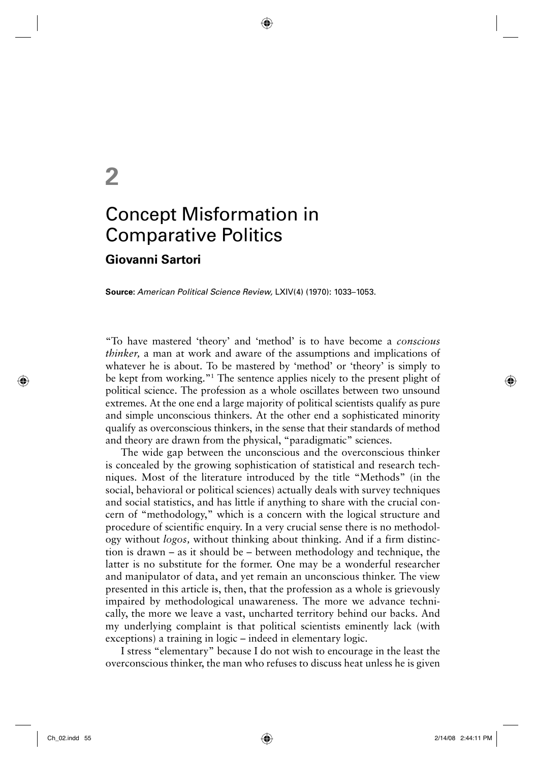# 2

# Concept Misformation in Comparative Politics

## Giovanni Sartori

**Source:** *American Political Science Review,* LXIV(4) (1970): 1033–1053.

"To have mastered 'theory' and 'method' is to have become a *conscious thinker,* a man at work and aware of the assumptions and implications of whatever he is about. To be mastered by 'method' or 'theory' is simply to be kept from working."[1] The sentence applies nicely to the present plight of political science. The profession as a whole oscillates between two unsound extremes. At the one end a large majority of political scientists qualify as pure and simple unconscious thinkers. At the other end a sophisticated minority qualify as overconscious thinkers, in the sense that their standards of method and theory are drawn from the physical, "paradigmatic" sciences.

The wide gap between the unconscious and the overconscious thinker is concealed by the growing sophistication of statistical and research techniques. Most of the literature introduced by the title "Methods" (in the social, behavioral or political sciences) actually deals with survey techniques and social statistics, and has little if anything to share with the crucial concern of "methodology," which is a concern with the logical structure and procedure of scientific enquiry. In a very crucial sense there is no methodology without *logos,* without thinking about thinking. And if a firm distinction is drawn – as it should be – between methodology and technique, the latter is no substitute for the former. One may be a wonderful researcher and manipulator of data, and yet remain an unconscious thinker. The view presented in this article is, then, that the profession as a whole is grievously impaired by methodological unawareness. The more we advance technically, the more we leave a vast, uncharted territory behind our backs. And my underlying complaint is that political scientists eminently lack (with exceptions) a training in logic – indeed in elementary logic.

I stress "elementary" because I do not wish to encourage in the least the overconscious thinker, the man who refuses to discuss heat unless he is given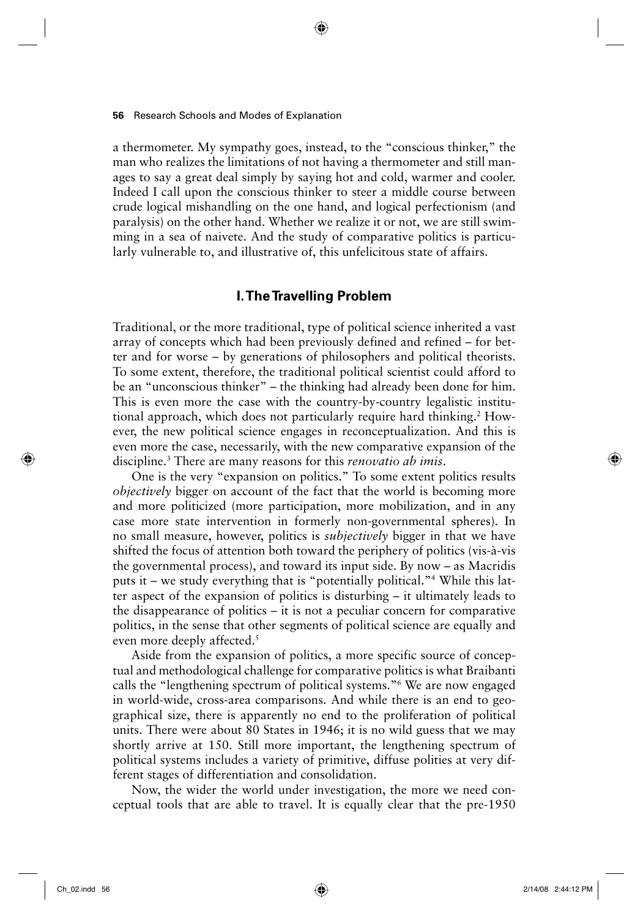a thermometer. My sympathy goes, instead, to the "conscious thinker," the man who realizes the limitations of not having a thermometer and still manages to say a great deal simply by saying hot and cold, warmer and cooler. Indeed I call upon the conscious thinker to steer a middle course between crude logical mishandling on the one hand, and logical perfectionism (and paralysis) on the other hand. Whether we realize it or not, we are still swimming in a sea of naivete. And the study of comparative politics is particularly vulnerable to, and illustrative of, this unfelicitous state of affairs.

## I. The Travelling Problem

Traditional, or the more traditional, type of political science inherited a vast array of concepts which had been previously defined and refined – for better and for worse – by generations of philosophers and political theorists. To some extent, therefore, the traditional political scientist could afford to be an "unconscious thinker" – the thinking had already been done for him. This is even more the case with the country-by-country legalistic institutional approach, which does not particularly require hard thinking.[2] However, the new political science engages in reconceptualization. And this is even more the case, necessarily, with the new comparative expansion of the discipline.[3] There are many reasons for this *renovatio ab imis*.

One is the very "expansion on politics." To some extent politics results *objectively* bigger on account of the fact that the world is becoming more and more politicized (more participation, more mobilization, and in any case more state intervention in formerly non-governmental spheres). In no small measure, however, politics is *subjectively* bigger in that we have shifted the focus of attention both toward the periphery of politics (vis-à-vis the governmental process), and toward its input side. By now – as Macridis puts it – we study everything that is "potentially political."[4] While this latter aspect of the expansion of politics is disturbing – it ultimately leads to the disappearance of politics – it is not a peculiar concern for comparative politics, in the sense that other segments of political science are equally and even more deeply affected.[5]

Aside from the expansion of politics, a more specific source of conceptual and methodological challenge for comparative politics is what Braibanti calls the "lengthening spectrum of political systems."[6] We are now engaged in world-wide, cross-area comparisons. And while there is an end to geographical size, there is apparently no end to the proliferation of political units. There were about 80 States in 1946; it is no wild guess that we may shortly arrive at 150. Still more important, the lengthening spectrum of political systems includes a variety of primitive, diffuse polities at very different stages of differentiation and consolidation.

Now, the wider the world under investigation, the more we need conceptual tools that are able to travel. It is equally clear that the pre-1950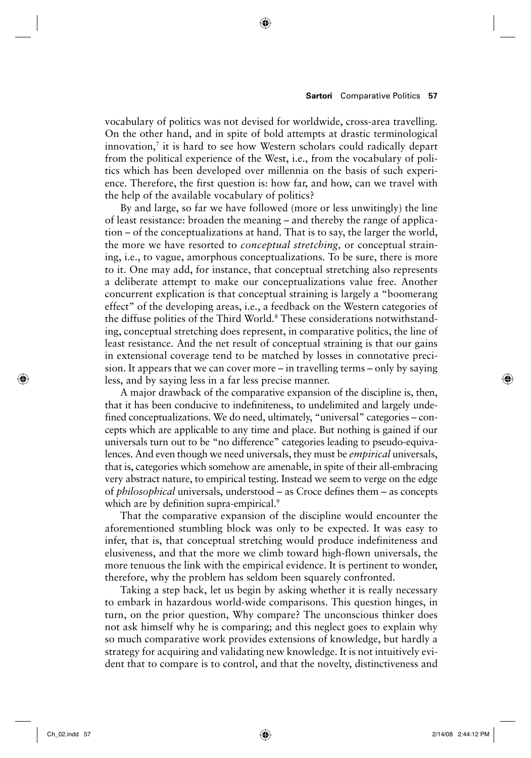vocabulary of politics was not devised for worldwide, cross-area travelling. On the other hand, and in spite of bold attempts at drastic terminological innovation,[7] it is hard to see how Western scholars could radically depart from the political experience of the West, i.e., from the vocabulary of politics which has been developed over millennia on the basis of such experience. Therefore, the first question is: how far, and how, can we travel with the help of the available vocabulary of politics?

By and large, so far we have followed (more or less unwitingly) the line of least resistance: broaden the meaning – and thereby the range of application – of the conceptualizations at hand. That is to say, the larger the world, the more we have resorted to *conceptual stretching,* or conceptual straining, i.e., to vague, amorphous conceptualizations. To be sure, there is more to it. One may add, for instance, that conceptual stretching also represents a deliberate attempt to make our conceptualizations value free. Another concurrent explication is that conceptual straining is largely a "boomerang effect" of the developing areas, i.e., a feedback on the Western categories of the diffuse polities of the Third World.[8] These considerations notwithstanding, conceptual stretching does represent, in comparative politics, the line of least resistance. And the net result of conceptual straining is that our gains in extensional coverage tend to be matched by losses in connotative precision. It appears that we can cover more – in travelling terms – only by saying less, and by saying less in a far less precise manner.

A major drawback of the comparative expansion of the discipline is, then, that it has been conducive to indefiniteness, to undelimited and largely undefined conceptualizations. We do need, ultimately, "universal" categories – concepts which are applicable to any time and place. But nothing is gained if our universals turn out to be "no difference" categories leading to pseudo-equivalences. And even though we need universals, they must be *empirical* universals, that is, categories which somehow are amenable, in spite of their all-embracing very abstract nature, to empirical testing. Instead we seem to verge on the edge of *philosophical* universals, understood – as Croce defines them – as concepts which are by definition supra-empirical.[9]

That the comparative expansion of the discipline would encounter the aforementioned stumbling block was only to be expected. It was easy to infer, that is, that conceptual stretching would produce indefiniteness and elusiveness, and that the more we climb toward high-flown universals, the more tenuous the link with the empirical evidence. It is pertinent to wonder, therefore, why the problem has seldom been squarely confronted.

Taking a step back, let us begin by asking whether it is really necessary to embark in hazardous world-wide comparisons. This question hinges, in turn, on the prior question, Why compare? The unconscious thinker does not ask himself why he is comparing; and this neglect goes to explain why so much comparative work provides extensions of knowledge, but hardly a strategy for acquiring and validating new knowledge. It is not intuitively evident that to compare is to control, and that the novelty, distinctiveness and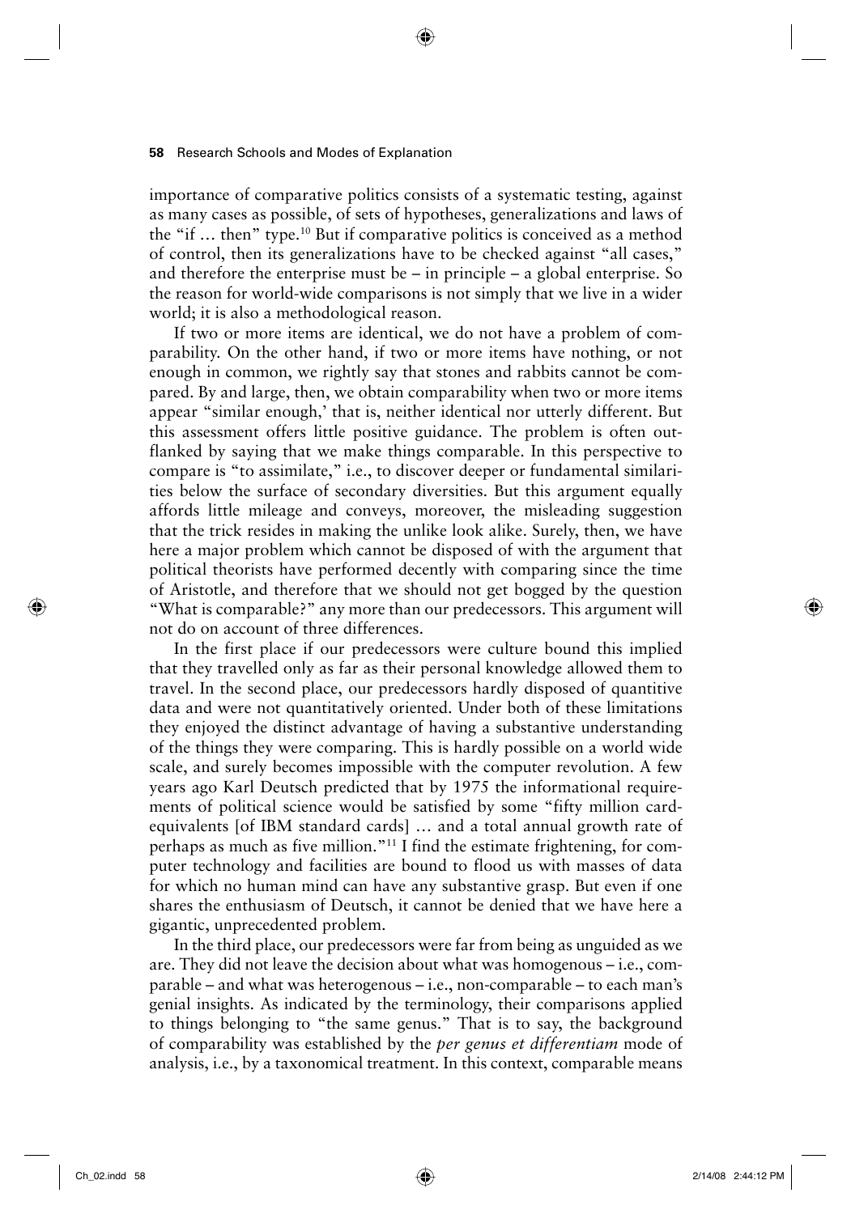importance of comparative politics consists of a systematic testing, against as many cases as possible, of sets of hypotheses, generalizations and laws of the "if … then" type.[10] But if comparative politics is conceived as a method of control, then its generalizations have to be checked against "all cases," and therefore the enterprise must be – in principle – a global enterprise. So the reason for world-wide comparisons is not simply that we live in a wider world; it is also a methodological reason.

If two or more items are identical, we do not have a problem of comparability. On the other hand, if two or more items have nothing, or not enough in common, we rightly say that stones and rabbits cannot be compared. By and large, then, we obtain comparability when two or more items appear "similar enough,' that is, neither identical nor utterly different. But this assessment offers little positive guidance. The problem is often outflanked by saying that we make things comparable. In this perspective to compare is "to assimilate," i.e., to discover deeper or fundamental similarities below the surface of secondary diversities. But this argument equally affords little mileage and conveys, moreover, the misleading suggestion that the trick resides in making the unlike look alike. Surely, then, we have here a major problem which cannot be disposed of with the argument that political theorists have performed decently with comparing since the time of Aristotle, and therefore that we should not get bogged by the question "What is comparable?" any more than our predecessors. This argument will not do on account of three differences.

In the first place if our predecessors were culture bound this implied that they travelled only as far as their personal knowledge allowed them to travel. In the second place, our predecessors hardly disposed of quantitive data and were not quantitatively oriented. Under both of these limitations they enjoyed the distinct advantage of having a substantive understanding of the things they were comparing. This is hardly possible on a world wide scale, and surely becomes impossible with the computer revolution. A few years ago Karl Deutsch predicted that by 1975 the informational requirements of political science would be satisfied by some "fifty million card-equivalents [of IBM standard cards] … and a total annual growth rate of perhaps as much as five million."[11] I find the estimate frightening, for computer technology and facilities are bound to flood us with masses of data for which no human mind can have any substantive grasp. But even if one shares the enthusiasm of Deutsch, it cannot be denied that we have here a gigantic, unprecedented problem.

In the third place, our predecessors were far from being as unguided as we are. They did not leave the decision about what was homogenous – i.e., comparable – and what was heterogenous – i.e., non-comparable – to each man's genial insights. As indicated by the terminology, their comparisons applied to things belonging to "the same genus." That is to say, the background of comparability was established by the *per genus et differentiam* mode of analysis, i.e., by a taxonomical treatment. In this context, comparable means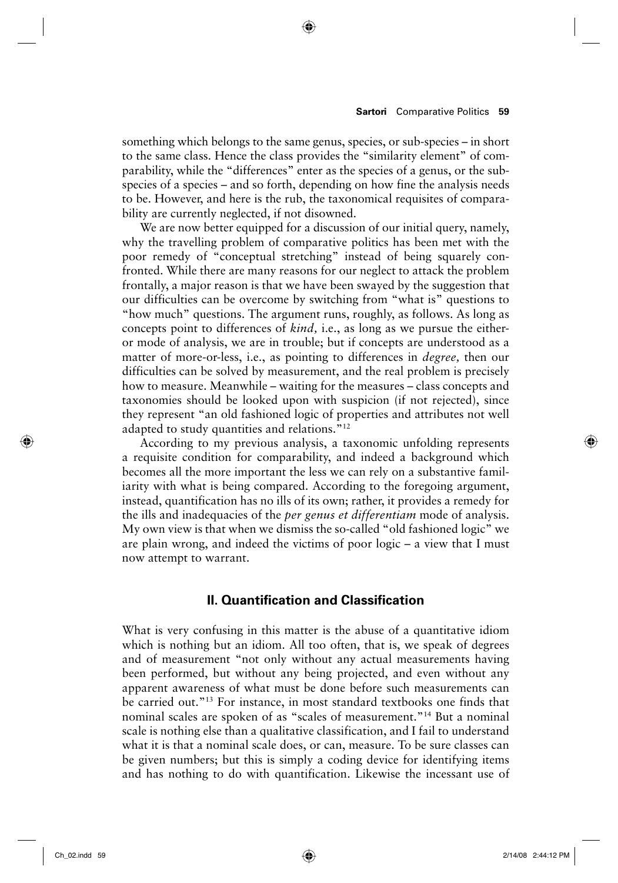something which belongs to the same genus, species, or sub-species – in short to the same class. Hence the class provides the "similarity element" of comparability, while the "differences" enter as the species of a genus, or the subspecies of a species – and so forth, depending on how fine the analysis needs to be. However, and here is the rub, the taxonomical requisites of comparability are currently neglected, if not disowned.

We are now better equipped for a discussion of our initial query, namely, why the travelling problem of comparative politics has been met with the poor remedy of "conceptual stretching" instead of being squarely confronted. While there are many reasons for our neglect to attack the problem frontally, a major reason is that we have been swayed by the suggestion that our difficulties can be overcome by switching from "what is" questions to "how much" questions. The argument runs, roughly, as follows. As long as concepts point to differences of *kind,* i.e., as long as we pursue the either-or mode of analysis, we are in trouble; but if concepts are understood as a matter of more-or-less, i.e., as pointing to differences in *degree,* then our difficulties can be solved by measurement, and the real problem is precisely how to measure. Meanwhile – waiting for the measures – class concepts and taxonomies should be looked upon with suspicion (if not rejected), since they represent "an old fashioned logic of properties and attributes not well adapted to study quantities and relations."[12]

According to my previous analysis, a taxonomic unfolding represents a requisite condition for comparability, and indeed a background which becomes all the more important the less we can rely on a substantive familiarity with what is being compared. According to the foregoing argument, instead, quantification has no ills of its own; rather, it provides a remedy for the ills and inadequacies of the *per genus et differentiam* mode of analysis. My own view is that when we dismiss the so-called "old fashioned logic" we are plain wrong, and indeed the victims of poor logic – a view that I must now attempt to warrant.

## II. Quantification and Classification

What is very confusing in this matter is the abuse of a quantitative idiom which is nothing but an idiom. All too often, that is, we speak of degrees and of measurement "not only without any actual measurements having been performed, but without any being projected, and even without any apparent awareness of what must be done before such measurements can be carried out."[13] For instance, in most standard textbooks one finds that nominal scales are spoken of as "scales of measurement."[14] But a nominal scale is nothing else than a qualitative classification, and I fail to understand what it is that a nominal scale does, or can, measure. To be sure classes can be given numbers; but this is simply a coding device for identifying items and has nothing to do with quantification. Likewise the incessant use of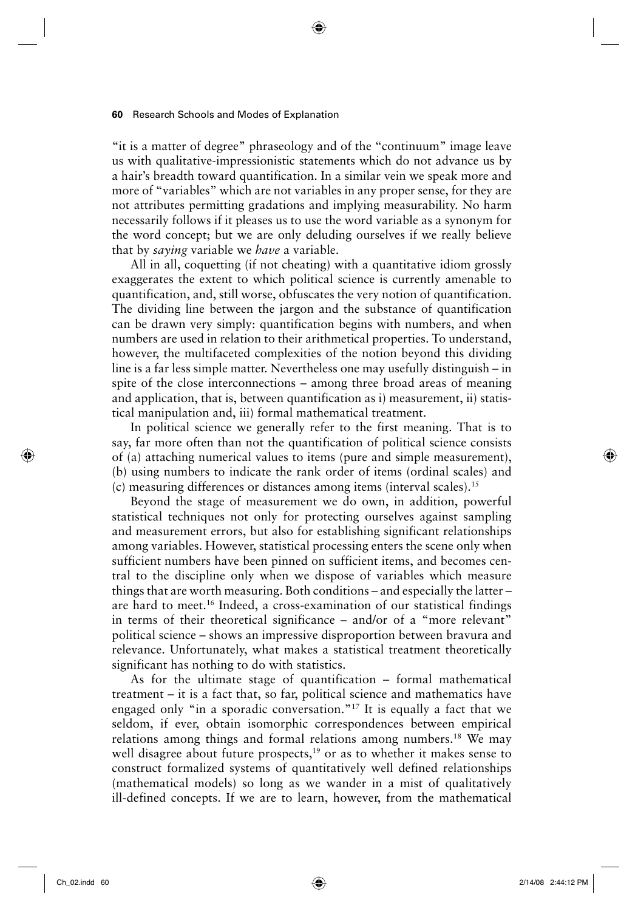"it is a matter of degree" phraseology and of the "continuum" image leave us with qualitative-impressionistic statements which do not advance us by a hair's breadth toward quantification. In a similar vein we speak more and more of "variables" which are not variables in any proper sense, for they are not attributes permitting gradations and implying measurability. No harm necessarily follows if it pleases us to use the word variable as a synonym for the word concept; but we are only deluding ourselves if we really believe that by *saying* variable we *have* a variable.

All in all, coquetting (if not cheating) with a quantitative idiom grossly exaggerates the extent to which political science is currently amenable to quantification, and, still worse, obfuscates the very notion of quantification. The dividing line between the jargon and the substance of quantification can be drawn very simply: quantification begins with numbers, and when numbers are used in relation to their arithmetical properties. To understand, however, the multifaceted complexities of the notion beyond this dividing line is a far less simple matter. Nevertheless one may usefully distinguish – in spite of the close interconnections – among three broad areas of meaning and application, that is, between quantification as i) measurement, ii) statistical manipulation and, iii) formal mathematical treatment.

In political science we generally refer to the first meaning. That is to say, far more often than not the quantification of political science consists of (a) attaching numerical values to items (pure and simple measurement), (b) using numbers to indicate the rank order of items (ordinal scales) and (c) measuring differences or distances among items (interval scales).[15]

Beyond the stage of measurement we do own, in addition, powerful statistical techniques not only for protecting ourselves against sampling and measurement errors, but also for establishing significant relationships among variables. However, statistical processing enters the scene only when sufficient numbers have been pinned on sufficient items, and becomes central to the discipline only when we dispose of variables which measure things that are worth measuring. Both conditions – and especially the latter – are hard to meet.[16] Indeed, a cross-examination of our statistical findings in terms of their theoretical significance – and/or of a "more relevant" political science – shows an impressive disproportion between bravura and relevance. Unfortunately, what makes a statistical treatment theoretically significant has nothing to do with statistics.

As for the ultimate stage of quantification – formal mathematical treatment – it is a fact that, so far, political science and mathematics have engaged only "in a sporadic conversation."[17] It is equally a fact that we seldom, if ever, obtain isomorphic correspondences between empirical relations among things and formal relations among numbers.[18] We may well disagree about future prospects,[19] or as to whether it makes sense to construct formalized systems of quantitatively well defined relationships (mathematical models) so long as we wander in a mist of qualitatively ill-defined concepts. If we are to learn, however, from the mathematical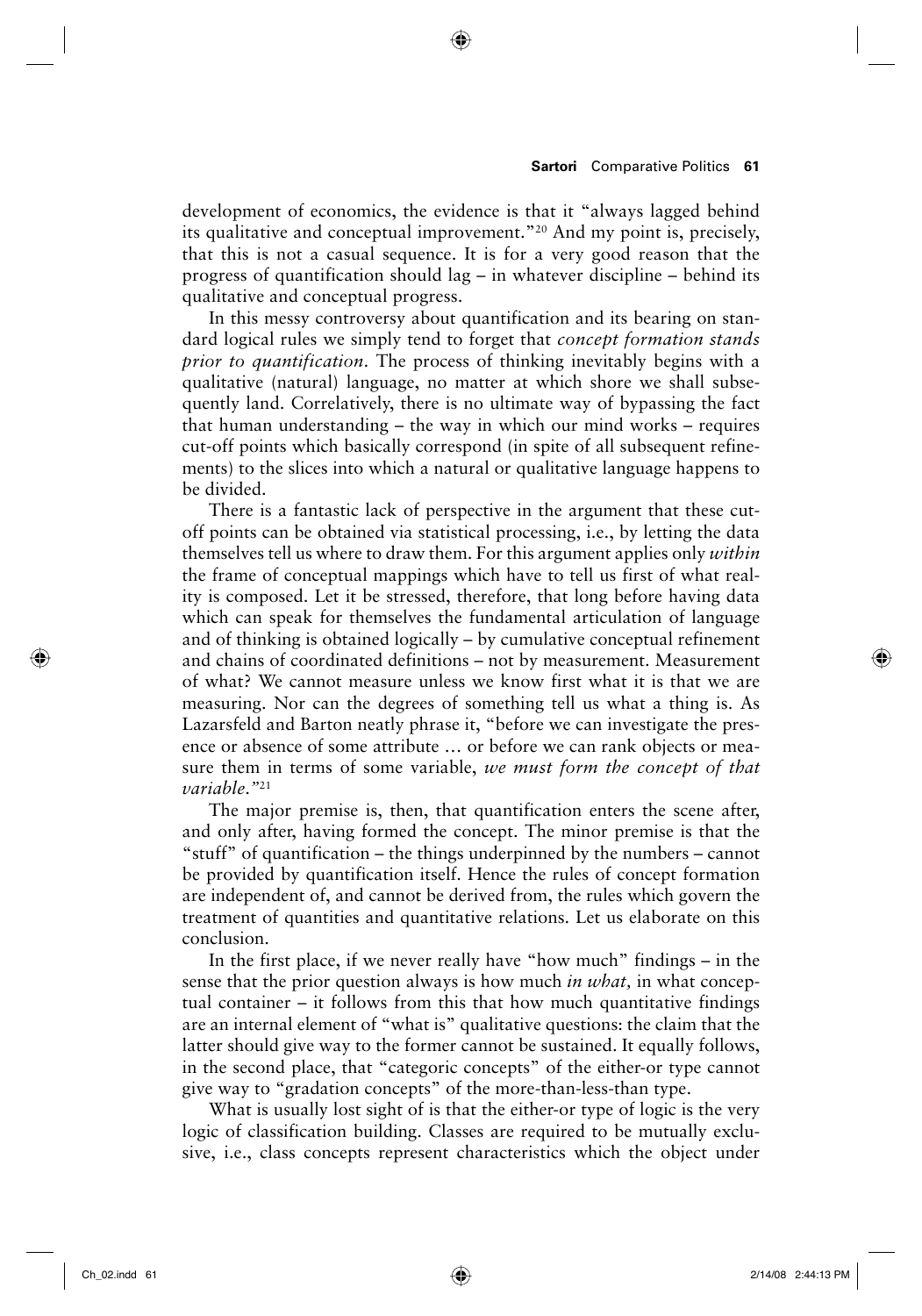development of economics, the evidence is that it "always lagged behind its qualitative and conceptual improvement."[20] And my point is, precisely, that this is not a casual sequence. It is for a very good reason that the progress of quantification should lag – in whatever discipline – behind its qualitative and conceptual progress.

In this messy controversy about quantification and its bearing on standard logical rules we simply tend to forget that *concept formation stands prior to quantification*. The process of thinking inevitably begins with a qualitative (natural) language, no matter at which shore we shall subsequently land. Correlatively, there is no ultimate way of bypassing the fact that human understanding – the way in which our mind works – requires cut-off points which basically correspond (in spite of all subsequent refinements) to the slices into which a natural or qualitative language happens to be divided.

There is a fantastic lack of perspective in the argument that these cut-off points can be obtained via statistical processing, i.e., by letting the data themselves tell us where to draw them. For this argument applies only *within* the frame of conceptual mappings which have to tell us first of what reality is composed. Let it be stressed, therefore, that long before having data which can speak for themselves the fundamental articulation of language and of thinking is obtained logically – by cumulative conceptual refinement and chains of coordinated definitions – not by measurement. Measurement of what? We cannot measure unless we know first what it is that we are measuring. Nor can the degrees of something tell us what a thing is. As Lazarsfeld and Barton neatly phrase it, "before we can investigate the presence or absence of some attribute … or before we can rank objects or measure them in terms of some variable, *we must form the concept of that variable*."[21]

The major premise is, then, that quantification enters the scene after, and only after, having formed the concept. The minor premise is that the "stuff" of quantification – the things underpinned by the numbers – cannot be provided by quantification itself. Hence the rules of concept formation are independent of, and cannot be derived from, the rules which govern the treatment of quantities and quantitative relations. Let us elaborate on this conclusion.

In the first place, if we never really have "how much" findings – in the sense that the prior question always is how much *in what,* in what conceptual container – it follows from this that how much quantitative findings are an internal element of "what is" qualitative questions: the claim that the latter should give way to the former cannot be sustained. It equally follows, in the second place, that "categoric concepts" of the either-or type cannot give way to "gradation concepts" of the more-than-less-than type.

What is usually lost sight of is that the either-or type of logic is the very logic of classification building. Classes are required to be mutually exclusive, i.e., class concepts represent characteristics which the object under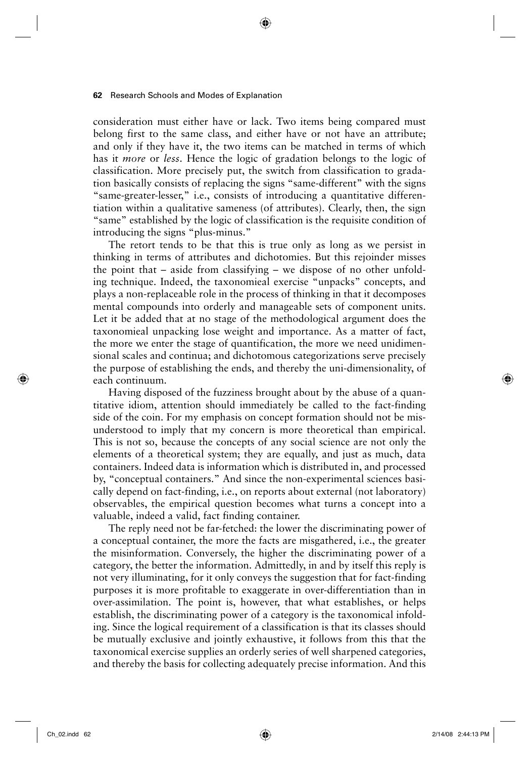consideration must either have or lack. Two items being compared must belong first to the same class, and either have or not have an attribute; and only if they have it, the two items can be matched in terms of which has it *more* or *less*. Hence the logic of gradation belongs to the logic of classification. More precisely put, the switch from classification to gradation basically consists of replacing the signs "same-different" with the signs "same-greater-lesser," i.e., consists of introducing a quantitative differentiation within a qualitative sameness (of attributes). Clearly, then, the sign "same" established by the logic of classification is the requisite condition of introducing the signs "plus-minus."

The retort tends to be that this is true only as long as we persist in thinking in terms of attributes and dichotomies. But this rejoinder misses the point that – aside from classifying – we dispose of no other unfolding technique. Indeed, the taxonomieal exercise "unpacks" concepts, and plays a non-replaceable role in the process of thinking in that it decomposes mental compounds into orderly and manageable sets of component units. Let it be added that at no stage of the methodological argument does the taxonomieal unpacking lose weight and importance. As a matter of fact, the more we enter the stage of quantification, the more we need unidimensional scales and continua; and dichotomous categorizations serve precisely the purpose of establishing the ends, and thereby the uni-dimensionality, of each continuum.

Having disposed of the fuzziness brought about by the abuse of a quantitative idiom, attention should immediately be called to the fact-finding side of the coin. For my emphasis on concept formation should not be misunderstood to imply that my concern is more theoretical than empirical. This is not so, because the concepts of any social science are not only the elements of a theoretical system; they are equally, and just as much, data containers. Indeed data is information which is distributed in, and processed by, "conceptual containers." And since the non-experimental sciences basically depend on fact-finding, i.e., on reports about external (not laboratory) observables, the empirical question becomes what turns a concept into a valuable, indeed a valid, fact finding container.

The reply need not be far-fetched: the lower the discriminating power of a conceptual container, the more the facts are misgathered, i.e., the greater the misinformation. Conversely, the higher the discriminating power of a category, the better the information. Admittedly, in and by itself this reply is not very illuminating, for it only conveys the suggestion that for fact-finding purposes it is more profitable to exaggerate in over-differentiation than in over-assimilation. The point is, however, that what establishes, or helps establish, the discriminating power of a category is the taxonomical infolding. Since the logical requirement of a classification is that its classes should be mutually exclusive and jointly exhaustive, it follows from this that the taxonomical exercise supplies an orderly series of well sharpened categories, and thereby the basis for collecting adequately precise information. And this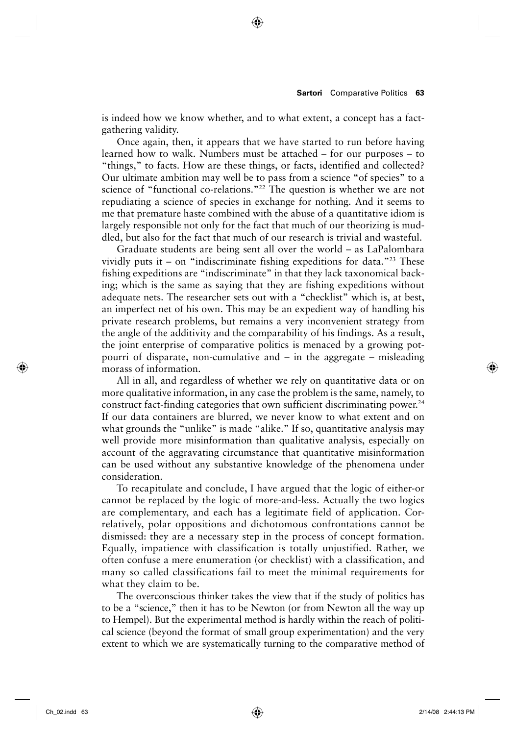is indeed how we know whether, and to what extent, a concept has a fact-gathering validity.

Once again, then, it appears that we have started to run before having learned how to walk. Numbers must be attached – for our purposes – to "things," to facts. How are these things, or facts, identified and collected? Our ultimate ambition may well be to pass from a science "of species" to a science of "functional co-relations."[22] The question is whether we are not repudiating a science of species in exchange for nothing. And it seems to me that premature haste combined with the abuse of a quantitative idiom is largely responsible not only for the fact that much of our theorizing is muddled, but also for the fact that much of our research is trivial and wasteful.

Graduate students are being sent all over the world – as LaPalombara vividly puts it – on "indiscriminate fishing expeditions for data."[23] These fishing expeditions are "indiscriminate" in that they lack taxonomical backing; which is the same as saying that they are fishing expeditions without adequate nets. The researcher sets out with a "checklist" which is, at best, an imperfect net of his own. This may be an expedient way of handling his private research problems, but remains a very inconvenient strategy from the angle of the additivity and the comparability of his findings. As a result, the joint enterprise of comparative politics is menaced by a growing potpourri of disparate, non-cumulative and – in the aggregate – misleading morass of information.

All in all, and regardless of whether we rely on quantitative data or on more qualitative information, in any case the problem is the same, namely, to construct fact-finding categories that own sufficient discriminating power.[24] If our data containers are blurred, we never know to what extent and on what grounds the "unlike" is made "alike." If so, quantitative analysis may well provide more misinformation than qualitative analysis, especially on account of the aggravating circumstance that quantitative misinformation can be used without any substantive knowledge of the phenomena under consideration.

To recapitulate and conclude, I have argued that the logic of either-or cannot be replaced by the logic of more-and-less. Actually the two logics are complementary, and each has a legitimate field of application. Correlatively, polar oppositions and dichotomous confrontations cannot be dismissed: they are a necessary step in the process of concept formation. Equally, impatience with classification is totally unjustified. Rather, we often confuse a mere enumeration (or checklist) with a classification, and many so called classifications fail to meet the minimal requirements for what they claim to be.

The overconscious thinker takes the view that if the study of politics has to be a "science," then it has to be Newton (or from Newton all the way up to Hempel). But the experimental method is hardly within the reach of political science (beyond the format of small group experimentation) and the very extent to which we are systematically turning to the comparative method of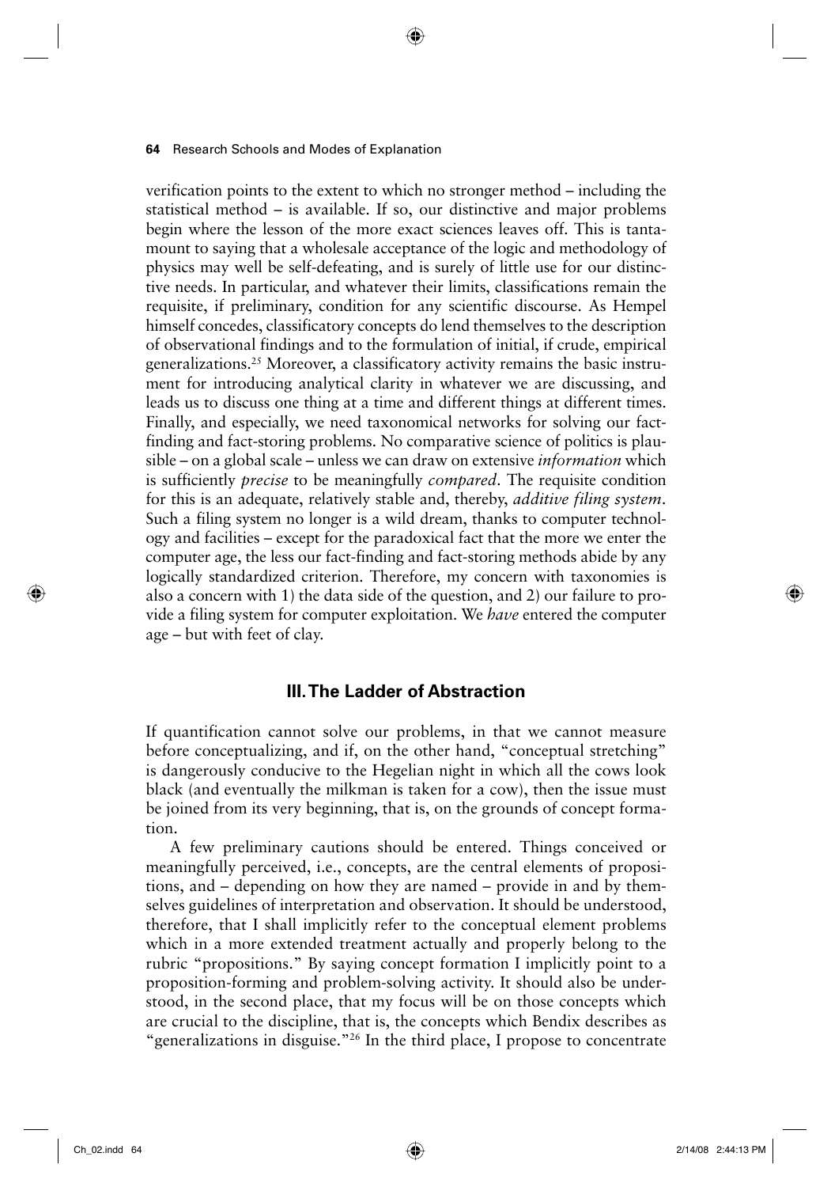verification points to the extent to which no stronger method – including the statistical method – is available. If so, our distinctive and major problems begin where the lesson of the more exact sciences leaves off. This is tantamount to saying that a wholesale acceptance of the logic and methodology of physics may well be self-defeating, and is surely of little use for our distinctive needs. In particular, and whatever their limits, classifications remain the requisite, if preliminary, condition for any scientific discourse. As Hempel himself concedes, classificatory concepts do lend themselves to the description of observational findings and to the formulation of initial, if crude, empirical generalizations.[25] Moreover, a classificatory activity remains the basic instrument for introducing analytical clarity in whatever we are discussing, and leads us to discuss one thing at a time and different things at different times. Finally, and especially, we need taxonomical networks for solving our fact-finding and fact-storing problems. No comparative science of politics is plausible – on a global scale – unless we can draw on extensive *information* which is sufficiently *precise* to be meaningfully *compared*. The requisite condition for this is an adequate, relatively stable and, thereby, *additive filing system*. Such a filing system no longer is a wild dream, thanks to computer technology and facilities – except for the paradoxical fact that the more we enter the computer age, the less our fact-finding and fact-storing methods abide by any logically standardized criterion. Therefore, my concern with taxonomies is also a concern with 1) the data side of the question, and 2) our failure to provide a filing system for computer exploitation. We *have* entered the computer age – but with feet of clay.

## III. The Ladder of Abstraction

If quantification cannot solve our problems, in that we cannot measure before conceptualizing, and if, on the other hand, "conceptual stretching" is dangerously conducive to the Hegelian night in which all the cows look black (and eventually the milkman is taken for a cow), then the issue must be joined from its very beginning, that is, on the grounds of concept formation.

A few preliminary cautions should be entered. Things conceived or meaningfully perceived, i.e., concepts, are the central elements of propositions, and – depending on how they are named – provide in and by themselves guidelines of interpretation and observation. It should be understood, therefore, that I shall implicitly refer to the conceptual element problems which in a more extended treatment actually and properly belong to the rubric "propositions." By saying concept formation I implicitly point to a proposition-forming and problem-solving activity. It should also be understood, in the second place, that my focus will be on those concepts which are crucial to the discipline, that is, the concepts which Bendix describes as "generalizations in disguise."[26] In the third place, I propose to concentrate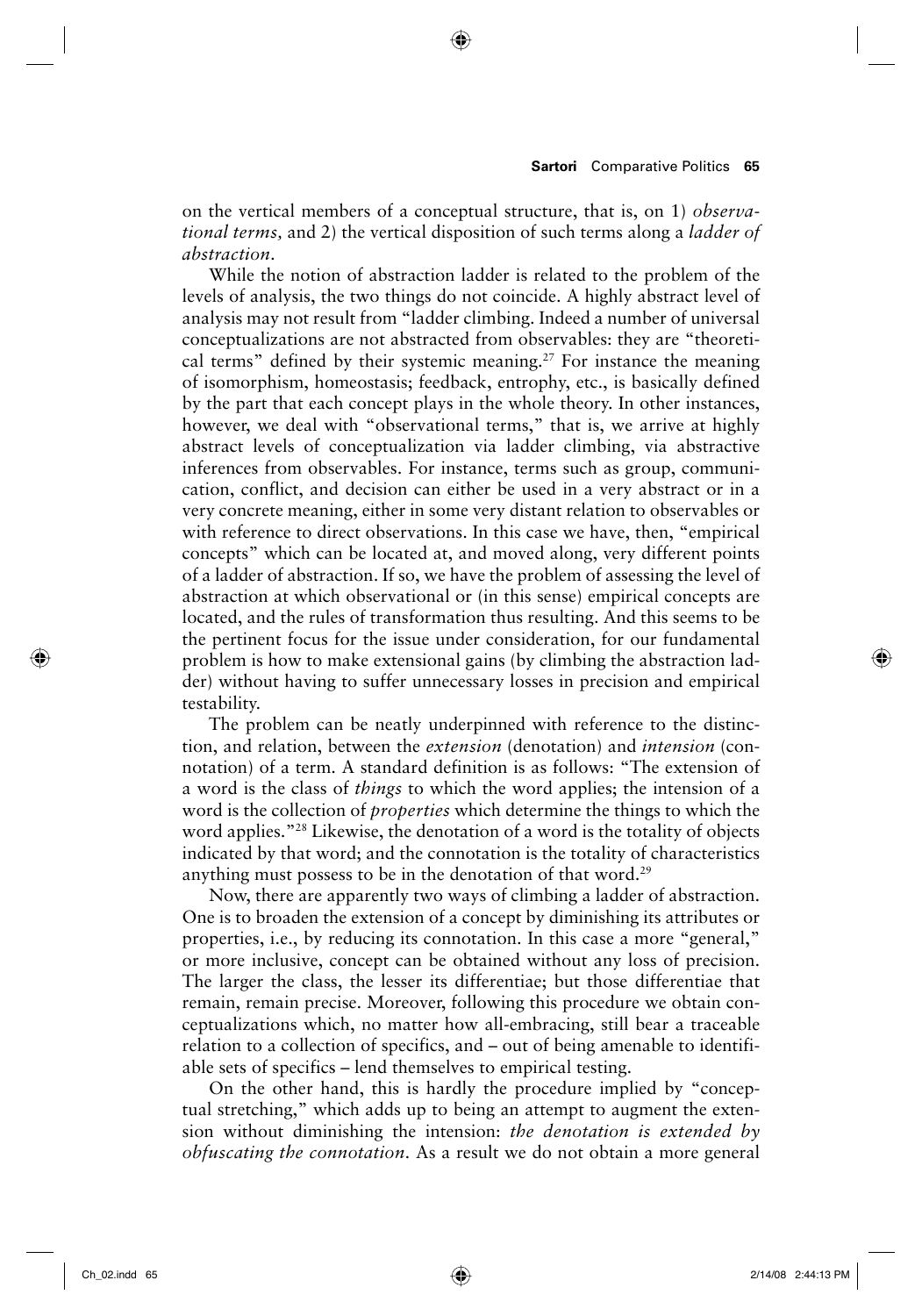on the vertical members of a conceptual structure, that is, on 1) *observational terms,* and 2) the vertical disposition of such terms along a *ladder of abstraction*.

While the notion of abstraction ladder is related to the problem of the levels of analysis, the two things do not coincide. A highly abstract level of analysis may not result from "ladder climbing. Indeed a number of universal conceptualizations are not abstracted from observables: they are "theoretical terms" defined by their systemic meaning.[27] For instance the meaning of isomorphism, homeostasis; feedback, entrophy, etc., is basically defined by the part that each concept plays in the whole theory. In other instances, however, we deal with "observational terms," that is, we arrive at highly abstract levels of conceptualization via ladder climbing, via abstractive inferences from observables. For instance, terms such as group, communication, conflict, and decision can either be used in a very abstract or in a very concrete meaning, either in some very distant relation to observables or with reference to direct observations. In this case we have, then, "empirical concepts" which can be located at, and moved along, very different points of a ladder of abstraction. If so, we have the problem of assessing the level of abstraction at which observational or (in this sense) empirical concepts are located, and the rules of transformation thus resulting. And this seems to be the pertinent focus for the issue under consideration, for our fundamental problem is how to make extensional gains (by climbing the abstraction ladder) without having to suffer unnecessary losses in precision and empirical testability.

The problem can be neatly underpinned with reference to the distinction, and relation, between the *extension* (denotation) and *intension* (connotation) of a term. A standard definition is as follows: "The extension of a word is the class of *things* to which the word applies; the intension of a word is the collection of *properties* which determine the things to which the word applies."[28] Likewise, the denotation of a word is the totality of objects indicated by that word; and the connotation is the totality of characteristics anything must possess to be in the denotation of that word.[29]

Now, there are apparently two ways of climbing a ladder of abstraction. One is to broaden the extension of a concept by diminishing its attributes or properties, i.e., by reducing its connotation. In this case a more "general," or more inclusive, concept can be obtained without any loss of precision. The larger the class, the lesser its differentiae; but those differentiae that remain, remain precise. Moreover, following this procedure we obtain conceptualizations which, no matter how all-embracing, still bear a traceable relation to a collection of specifics, and – out of being amenable to identifiable sets of specifics – lend themselves to empirical testing.

On the other hand, this is hardly the procedure implied by "conceptual stretching," which adds up to being an attempt to augment the extension without diminishing the intension: *the denotation is extended by obfuscating the connotation*. As a result we do not obtain a more general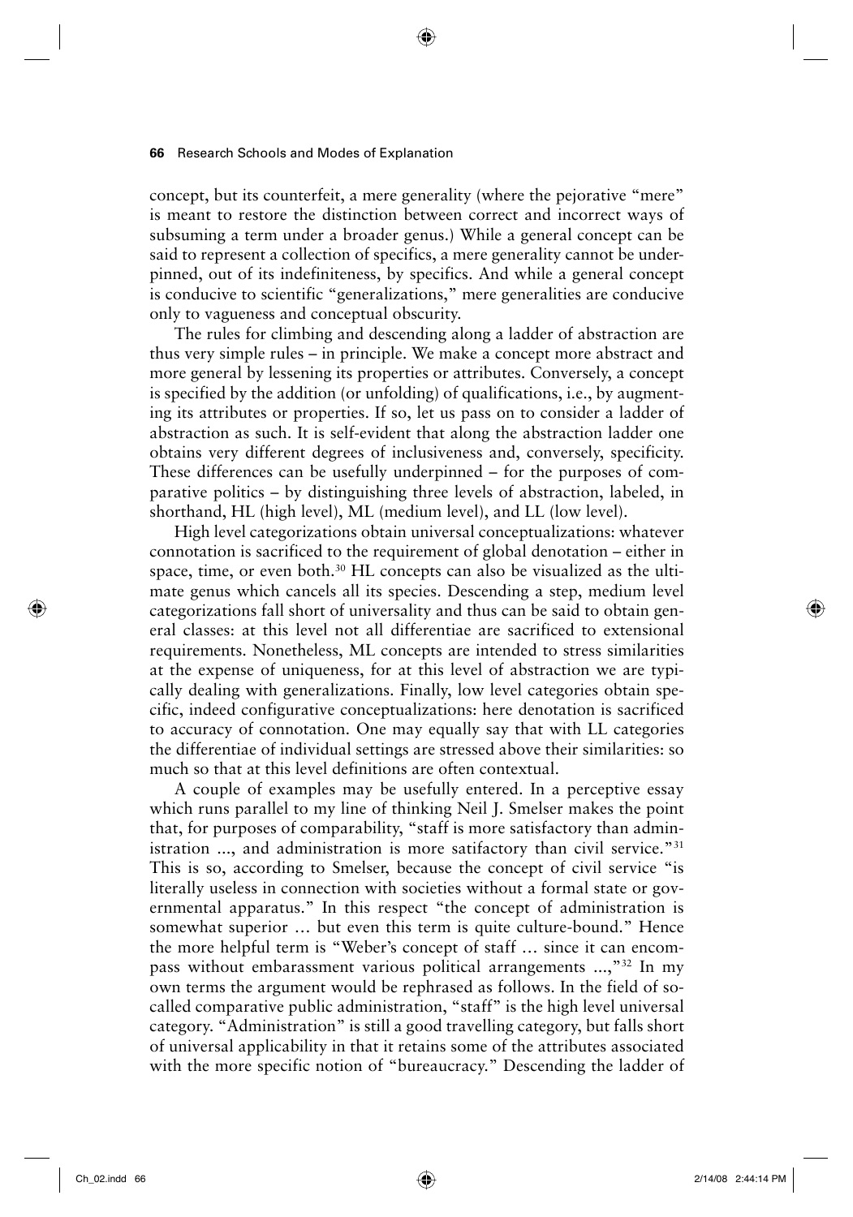concept, but its counterfeit, a mere generality (where the pejorative "mere" is meant to restore the distinction between correct and incorrect ways of subsuming a term under a broader genus.) While a general concept can be said to represent a collection of specifics, a mere generality cannot be underpinned, out of its indefiniteness, by specifics. And while a general concept is conducive to scientific "generalizations," mere generalities are conducive only to vagueness and conceptual obscurity.

The rules for climbing and descending along a ladder of abstraction are thus very simple rules – in principle. We make a concept more abstract and more general by lessening its properties or attributes. Conversely, a concept is specified by the addition (or unfolding) of qualifications, i.e., by augmenting its attributes or properties. If so, let us pass on to consider a ladder of abstraction as such. It is self-evident that along the abstraction ladder one obtains very different degrees of inclusiveness and, conversely, specificity. These differences can be usefully underpinned – for the purposes of comparative politics – by distinguishing three levels of abstraction, labeled, in shorthand, HL (high level), ML (medium level), and LL (low level).

High level categorizations obtain universal conceptualizations: whatever connotation is sacrificed to the requirement of global denotation – either in space, time, or even both.[30] HL concepts can also be visualized as the ultimate genus which cancels all its species. Descending a step, medium level categorizations fall short of universality and thus can be said to obtain general classes: at this level not all differentiae are sacrificed to extensional requirements. Nonetheless, ML concepts are intended to stress similarities at the expense of uniqueness, for at this level of abstraction we are typically dealing with generalizations. Finally, low level categories obtain specific, indeed configurative conceptualizations: here denotation is sacrificed to accuracy of connotation. One may equally say that with LL categories the differentiae of individual settings are stressed above their similarities: so much so that at this level definitions are often contextual.

A couple of examples may be usefully entered. In a perceptive essay which runs parallel to my line of thinking Neil J. Smelser makes the point that, for purposes of comparability, "staff is more satisfactory than administration ..., and administration is more satifactory than civil service."[31] This is so, according to Smelser, because the concept of civil service "is literally useless in connection with societies without a formal state or governmental apparatus." In this respect "the concept of administration is somewhat superior … but even this term is quite culture-bound." Hence the more helpful term is "Weber's concept of staff … since it can encompass without embarassment various political arrangements ...,"[32] In my own terms the argument would be rephrased as follows. In the field of so-called comparative public administration, "staff" is the high level universal category. "Administration" is still a good travelling category, but falls short of universal applicability in that it retains some of the attributes associated with the more specific notion of "bureaucracy." Descending the ladder of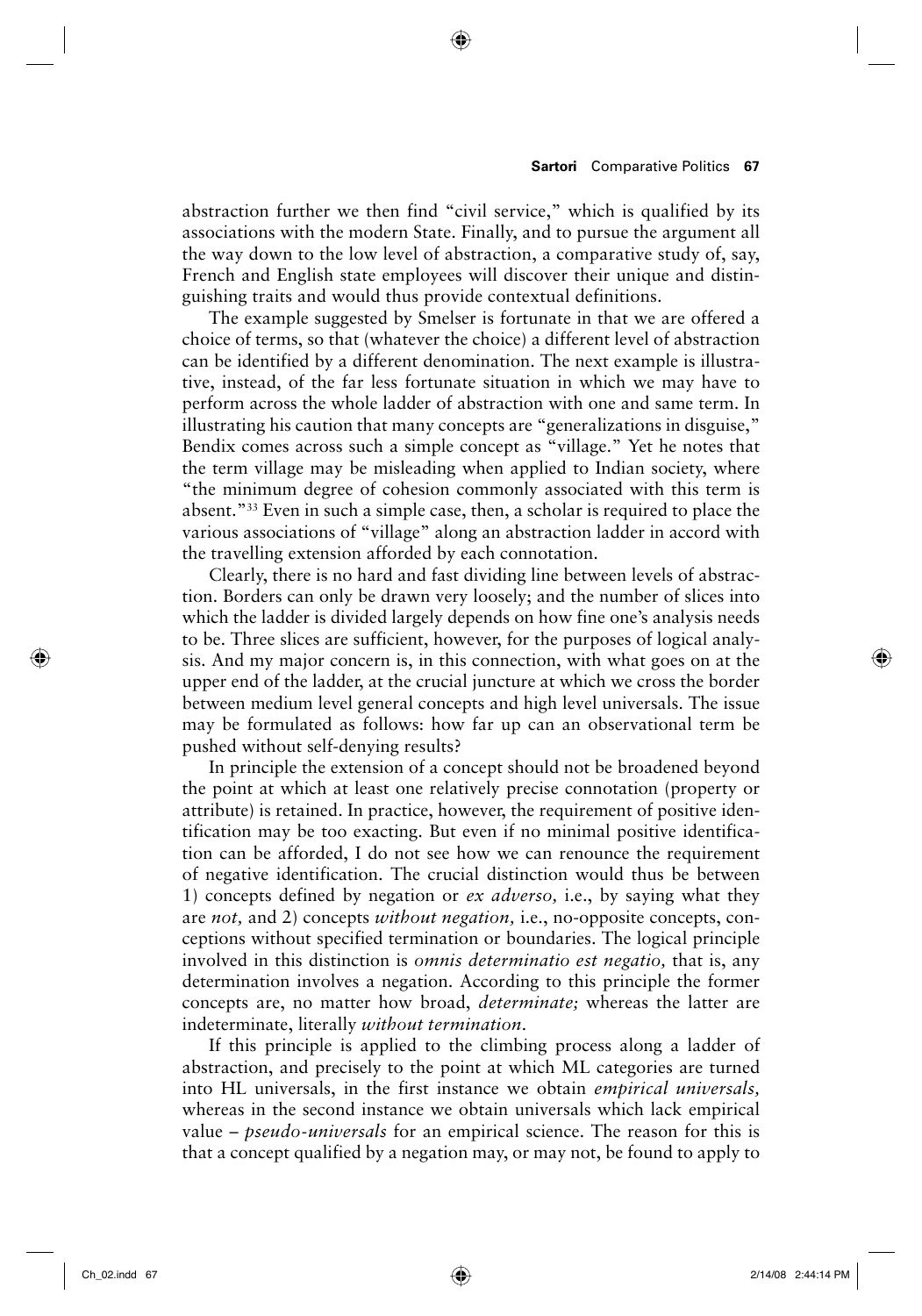abstraction further we then find "civil service," which is qualified by its associations with the modern State. Finally, and to pursue the argument all the way down to the low level of abstraction, a comparative study of, say, French and English state employees will discover their unique and distinguishing traits and would thus provide contextual definitions.

The example suggested by Smelser is fortunate in that we are offered a choice of terms, so that (whatever the choice) a different level of abstraction can be identified by a different denomination. The next example is illustrative, instead, of the far less fortunate situation in which we may have to perform across the whole ladder of abstraction with one and same term. In illustrating his caution that many concepts are "generalizations in disguise," Bendix comes across such a simple concept as "village." Yet he notes that the term village may be misleading when applied to Indian society, where "the minimum degree of cohesion commonly associated with this term is absent."[33] Even in such a simple case, then, a scholar is required to place the various associations of "village" along an abstraction ladder in accord with the travelling extension afforded by each connotation.

Clearly, there is no hard and fast dividing line between levels of abstraction. Borders can only be drawn very loosely; and the number of slices into which the ladder is divided largely depends on how fine one's analysis needs to be. Three slices are sufficient, however, for the purposes of logical analysis. And my major concern is, in this connection, with what goes on at the upper end of the ladder, at the crucial juncture at which we cross the border between medium level general concepts and high level universals. The issue may be formulated as follows: how far up can an observational term be pushed without self-denying results?

In principle the extension of a concept should not be broadened beyond the point at which at least one relatively precise connotation (property or attribute) is retained. In practice, however, the requirement of positive identification may be too exacting. But even if no minimal positive identification can be afforded, I do not see how we can renounce the requirement of negative identification. The crucial distinction would thus be between 1) concepts defined by negation or *ex adverso,* i.e., by saying what they are *not,* and 2) concepts *without negation,* i.e., no-opposite concepts, conceptions without specified termination or boundaries. The logical principle involved in this distinction is *omnis determinatio est negatio,* that is, any determination involves a negation. According to this principle the former concepts are, no matter how broad, *determinate;* whereas the latter are indeterminate, literally *without termination*.

If this principle is applied to the climbing process along a ladder of abstraction, and precisely to the point at which ML categories are turned into HL universals, in the first instance we obtain *empirical universals,* whereas in the second instance we obtain universals which lack empirical value – *pseudo-universals* for an empirical science. The reason for this is that a concept qualified by a negation may, or may not, be found to apply to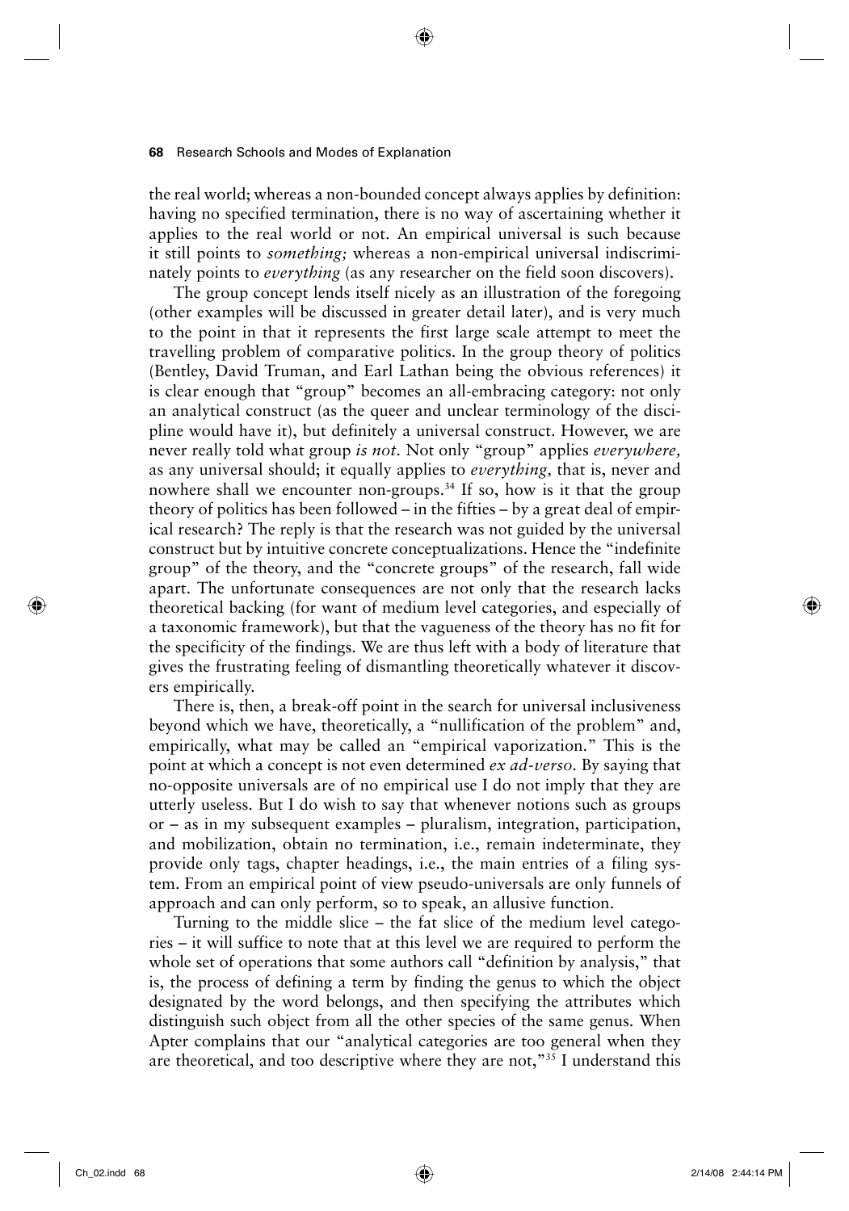the real world; whereas a non-bounded concept always applies by definition: having no specified termination, there is no way of ascertaining whether it applies to the real world or not. An empirical universal is such because it still points to *something;* whereas a non-empirical universal indiscriminately points to *everything* (as any researcher on the field soon discovers).

The group concept lends itself nicely as an illustration of the foregoing (other examples will be discussed in greater detail later), and is very much to the point in that it represents the first large scale attempt to meet the travelling problem of comparative politics. In the group theory of politics (Bentley, David Truman, and Earl Lathan being the obvious references) it is clear enough that "group" becomes an all-embracing category: not only an analytical construct (as the queer and unclear terminology of the discipline would have it), but definitely a universal construct. However, we are never really told what group *is not*. Not only "group" applies *everywhere,* as any universal should; it equally applies to *everything,* that is, never and nowhere shall we encounter non-groups.[34] If so, how is it that the group theory of politics has been followed – in the fifties – by a great deal of empirical research? The reply is that the research was not guided by the universal construct but by intuitive concrete conceptualizations. Hence the "indefinite group" of the theory, and the "concrete groups" of the research, fall wide apart. The unfortunate consequences are not only that the research lacks theoretical backing (for want of medium level categories, and especially of a taxonomic framework), but that the vagueness of the theory has no fit for the specificity of the findings. We are thus left with a body of literature that gives the frustrating feeling of dismantling theoretically whatever it discovers empirically.

There is, then, a break-off point in the search for universal inclusiveness beyond which we have, theoretically, a "nullification of the problem" and, empirically, what may be called an "empirical vaporization." This is the point at which a concept is not even determined *ex ad-verso.* By saying that no-opposite universals are of no empirical use I do not imply that they are utterly useless. But I do wish to say that whenever notions such as groups or – as in my subsequent examples – pluralism, integration, participation, and mobilization, obtain no termination, i.e., remain indeterminate, they provide only tags, chapter headings, i.e., the main entries of a filing system. From an empirical point of view pseudo-universals are only funnels of approach and can only perform, so to speak, an allusive function.

Turning to the middle slice – the fat slice of the medium level categories – it will suffice to note that at this level we are required to perform the whole set of operations that some authors call "definition by analysis," that is, the process of defining a term by finding the genus to which the object designated by the word belongs, and then specifying the attributes which distinguish such object from all the other species of the same genus. When Apter complains that our "analytical categories are too general when they are theoretical, and too descriptive where they are not,"[35] I understand this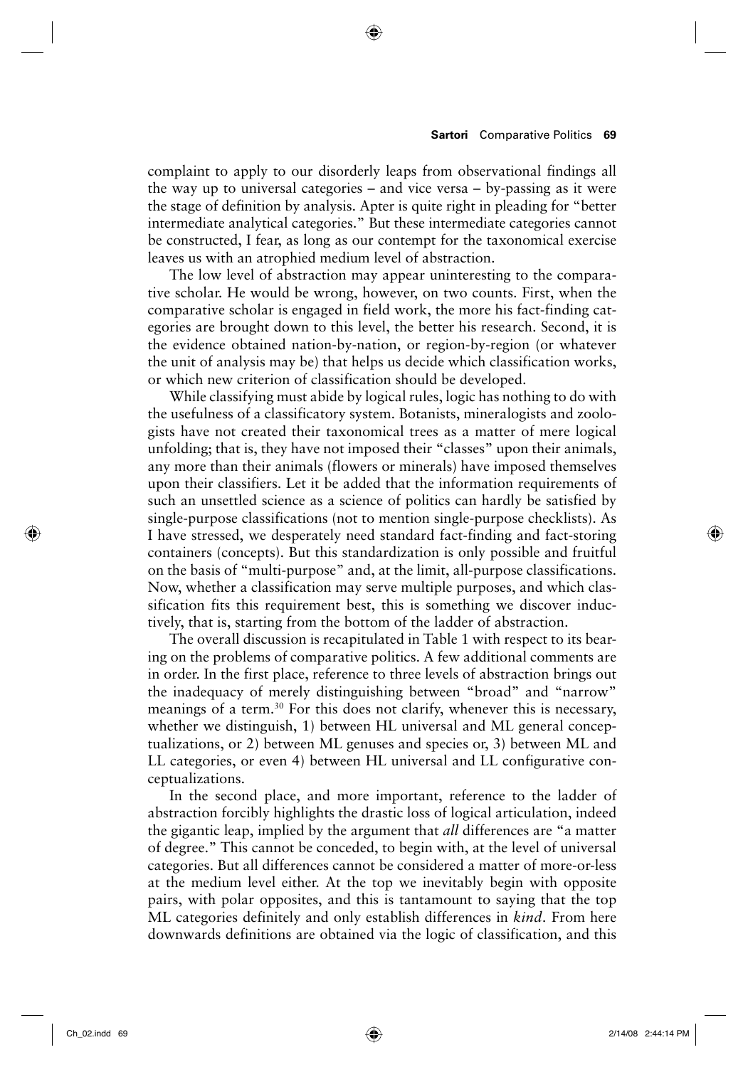complaint to apply to our disorderly leaps from observational findings all the way up to universal categories – and vice versa – by-passing as it were the stage of definition by analysis. Apter is quite right in pleading for "better intermediate analytical categories." But these intermediate categories cannot be constructed, I fear, as long as our contempt for the taxonomical exercise leaves us with an atrophied medium level of abstraction.

The low level of abstraction may appear uninteresting to the comparative scholar. He would be wrong, however, on two counts. First, when the comparative scholar is engaged in field work, the more his fact-finding categories are brought down to this level, the better his research. Second, it is the evidence obtained nation-by-nation, or region-by-region (or whatever the unit of analysis may be) that helps us decide which classification works, or which new criterion of classification should be developed.

While classifying must abide by logical rules, logic has nothing to do with the usefulness of a classificatory system. Botanists, mineralogists and zoologists have not created their taxonomical trees as a matter of mere logical unfolding; that is, they have not imposed their "classes" upon their animals, any more than their animals (flowers or minerals) have imposed themselves upon their classifiers. Let it be added that the information requirements of such an unsettled science as a science of politics can hardly be satisfied by single-purpose classifications (not to mention single-purpose checklists). As I have stressed, we desperately need standard fact-finding and fact-storing containers (concepts). But this standardization is only possible and fruitful on the basis of "multi-purpose" and, at the limit, all-purpose classifications. Now, whether a classification may serve multiple purposes, and which classification fits this requirement best, this is something we discover inductively, that is, starting from the bottom of the ladder of abstraction.

The overall discussion is recapitulated in Table 1 with respect to its bearing on the problems of comparative politics. A few additional comments are in order. In the first place, reference to three levels of abstraction brings out the inadequacy of merely distinguishing between "broad" and "narrow" meanings of a term.[30] For this does not clarify, whenever this is necessary, whether we distinguish, 1) between HL universal and ML general conceptualizations, or 2) between ML genuses and species or, 3) between ML and LL categories, or even 4) between HL universal and LL configurative conceptualizations.

In the second place, and more important, reference to the ladder of abstraction forcibly highlights the drastic loss of logical articulation, indeed the gigantic leap, implied by the argument that *all* differences are "a matter of degree." This cannot be conceded, to begin with, at the level of universal categories. But all differences cannot be considered a matter of more-or-less at the medium level either. At the top we inevitably begin with opposite pairs, with polar opposites, and this is tantamount to saying that the top ML categories definitely and only establish differences in *kind*. From here downwards definitions are obtained via the logic of classification, and this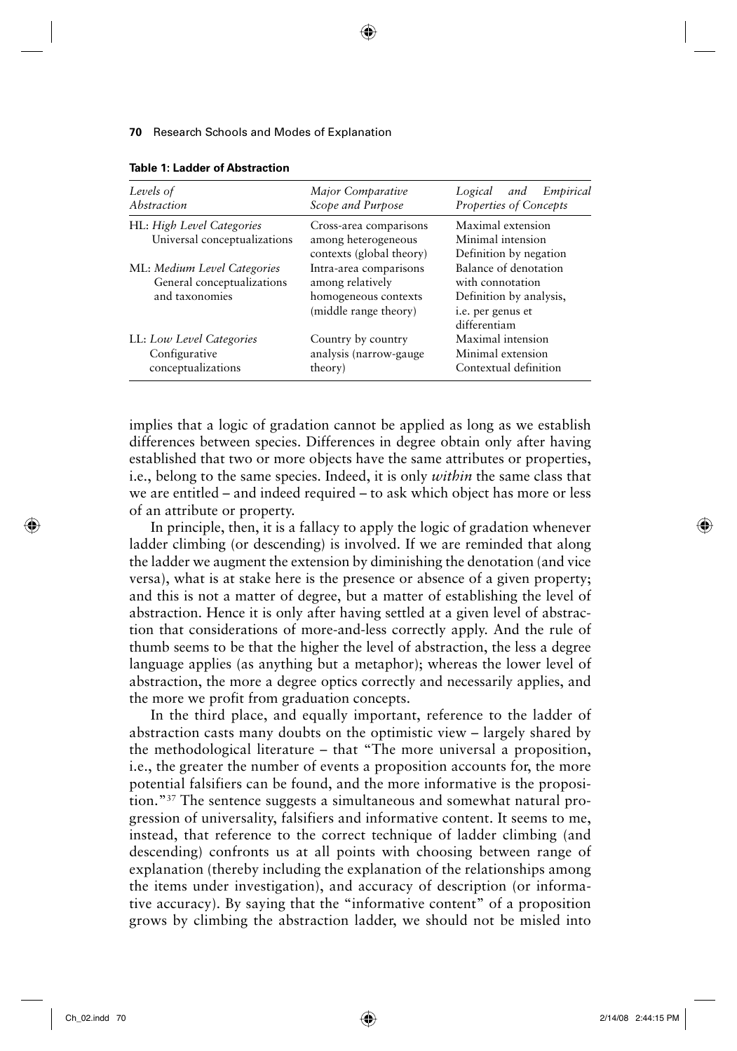**Table 1: Ladder of Abstraction**

| *Levels of Abstraction* | *Major Comparative Scope and Purpose* | *Logical and Empirical Properties of Concepts* |
|---|---|---|
| HL: *High Level Categories* Universal conceptualizations | Cross-area comparisons among heterogeneous contexts (global theory) | Maximal extension Minimal intension Definition by negation |
| ML: *Medium Level Categories* General conceptualizations and taxonomies | Intra-area comparisons among relatively homogeneous contexts (middle range theory) | Balance of denotation with connotation Definition by analysis, i.e. per genus et differentiam |
| LL: *Low Level Categories* Configurative conceptualizations | Country by country analysis (narrow-gauge theory) | Maximal intension Minimal extension Contextual definition |

implies that a logic of gradation cannot be applied as long as we establish differences between species. Differences in degree obtain only after having established that two or more objects have the same attributes or properties, i.e., belong to the same species. Indeed, it is only ***within*** the same class that we are entitled – and indeed required – to ask which object has more or less of an attribute or property.

In principle, then, it is a fallacy to apply the logic of gradation whenever ladder climbing (or descending) is involved. If we are reminded that along the ladder we augment the extension by diminishing the denotation (and vice versa), what is at stake here is the presence or absence of a given property; and this is not a matter of degree, but a matter of establishing the level of abstraction. Hence it is only after having settled at a given level of abstraction that considerations of more-and-less correctly apply. And the rule of thumb seems to be that the higher the level of abstraction, the less a degree language applies (as anything but a metaphor); whereas the lower level of abstraction, the more a degree optics correctly and necessarily applies, and the more we profit from graduation concepts.

In the third place, and equally important, reference to the ladder of abstraction casts many doubts on the optimistic view – largely shared by the methodological literature – that "The more universal a proposition, i.e., the greater the number of events a proposition accounts for, the more potential falsifiers can be found, and the more informative is the proposition."[37] The sentence suggests a simultaneous and somewhat natural progression of universality, falsifiers and informative content. It seems to me, instead, that reference to the correct technique of ladder climbing (and descending) confronts us at all points with choosing between range of explanation (thereby including the explanation of the relationships among the items under investigation), and accuracy of description (or informative accuracy). By saying that the "informative content" of a proposition grows by climbing the abstraction ladder, we should not be misled into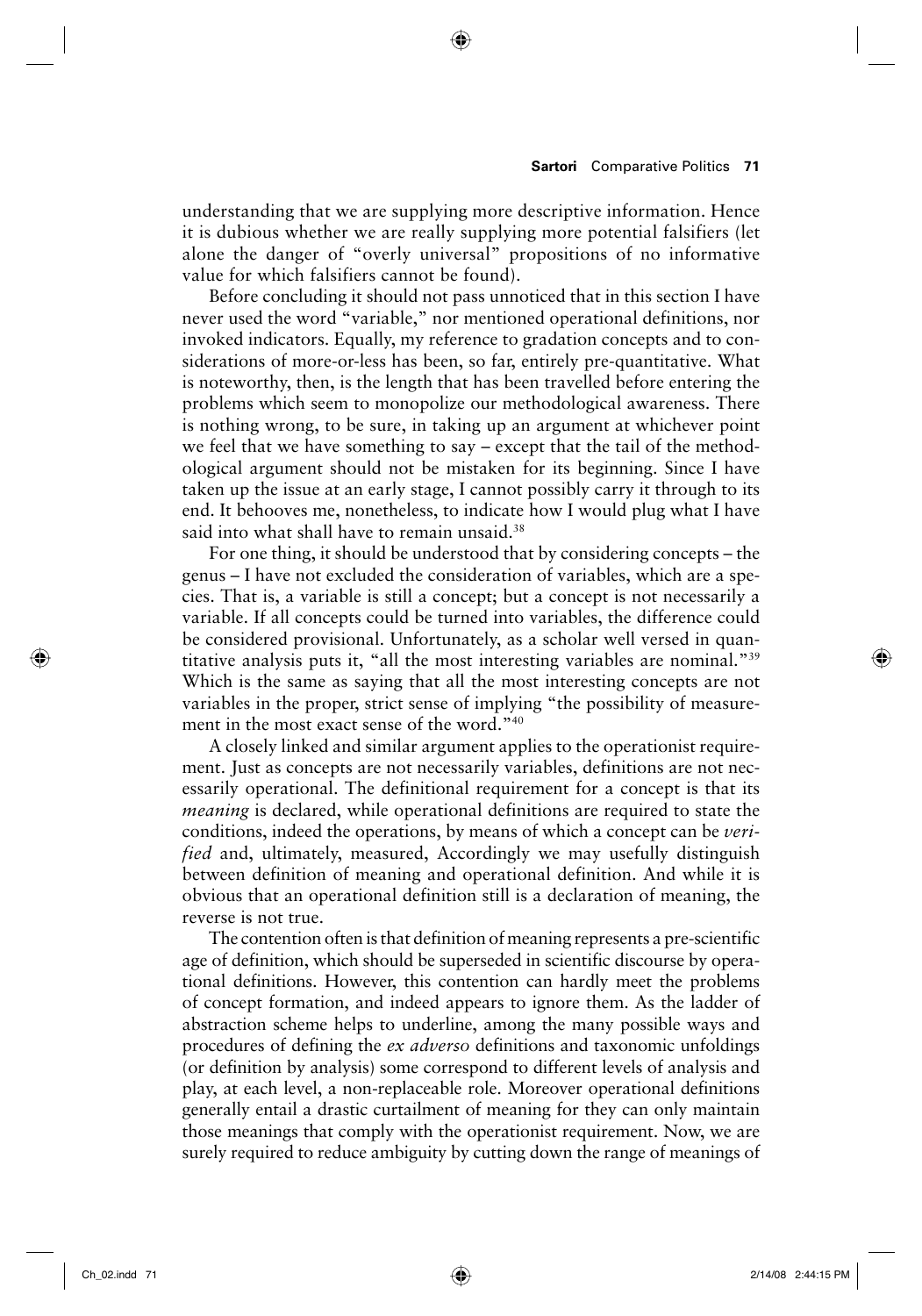understanding that we are supplying more descriptive information. Hence it is dubious whether we are really supplying more potential falsifiers (let alone the danger of "overly universal" propositions of no informative value for which falsifiers cannot be found).

Before concluding it should not pass unnoticed that in this section I have never used the word "variable," nor mentioned operational definitions, nor invoked indicators. Equally, my reference to gradation concepts and to considerations of more-or-less has been, so far, entirely pre-quantitative. What is noteworthy, then, is the length that has been travelled before entering the problems which seem to monopolize our methodological awareness. There is nothing wrong, to be sure, in taking up an argument at whichever point we feel that we have something to say – except that the tail of the methodological argument should not be mistaken for its beginning. Since I have taken up the issue at an early stage, I cannot possibly carry it through to its end. It behooves me, nonetheless, to indicate how I would plug what I have said into what shall have to remain unsaid.[38]

For one thing, it should be understood that by considering concepts – the genus – I have not excluded the consideration of variables, which are a species. That is, a variable is still a concept; but a concept is not necessarily a variable. If all concepts could be turned into variables, the difference could be considered provisional. Unfortunately, as a scholar well versed in quantitative analysis puts it, "all the most interesting variables are nominal."[39] Which is the same as saying that all the most interesting concepts are not variables in the proper, strict sense of implying "the possibility of measurement in the most exact sense of the word."[40]

A closely linked and similar argument applies to the operationist requirement. Just as concepts are not necessarily variables, definitions are not necessarily operational. The definitional requirement for a concept is that its *meaning* is declared, while operational definitions are required to state the conditions, indeed the operations, by means of which a concept can be *verified* and, ultimately, measured, Accordingly we may usefully distinguish between definition of meaning and operational definition. And while it is obvious that an operational definition still is a declaration of meaning, the reverse is not true.

The contention often is that definition of meaning represents a pre-scientific age of definition, which should be superseded in scientific discourse by operational definitions. However, this contention can hardly meet the problems of concept formation, and indeed appears to ignore them. As the ladder of abstraction scheme helps to underline, among the many possible ways and procedures of defining the *ex adverso* definitions and taxonomic unfoldings (or definition by analysis) some correspond to different levels of analysis and play, at each level, a non-replaceable role. Moreover operational definitions generally entail a drastic curtailment of meaning for they can only maintain those meanings that comply with the operationist requirement. Now, we are surely required to reduce ambiguity by cutting down the range of meanings of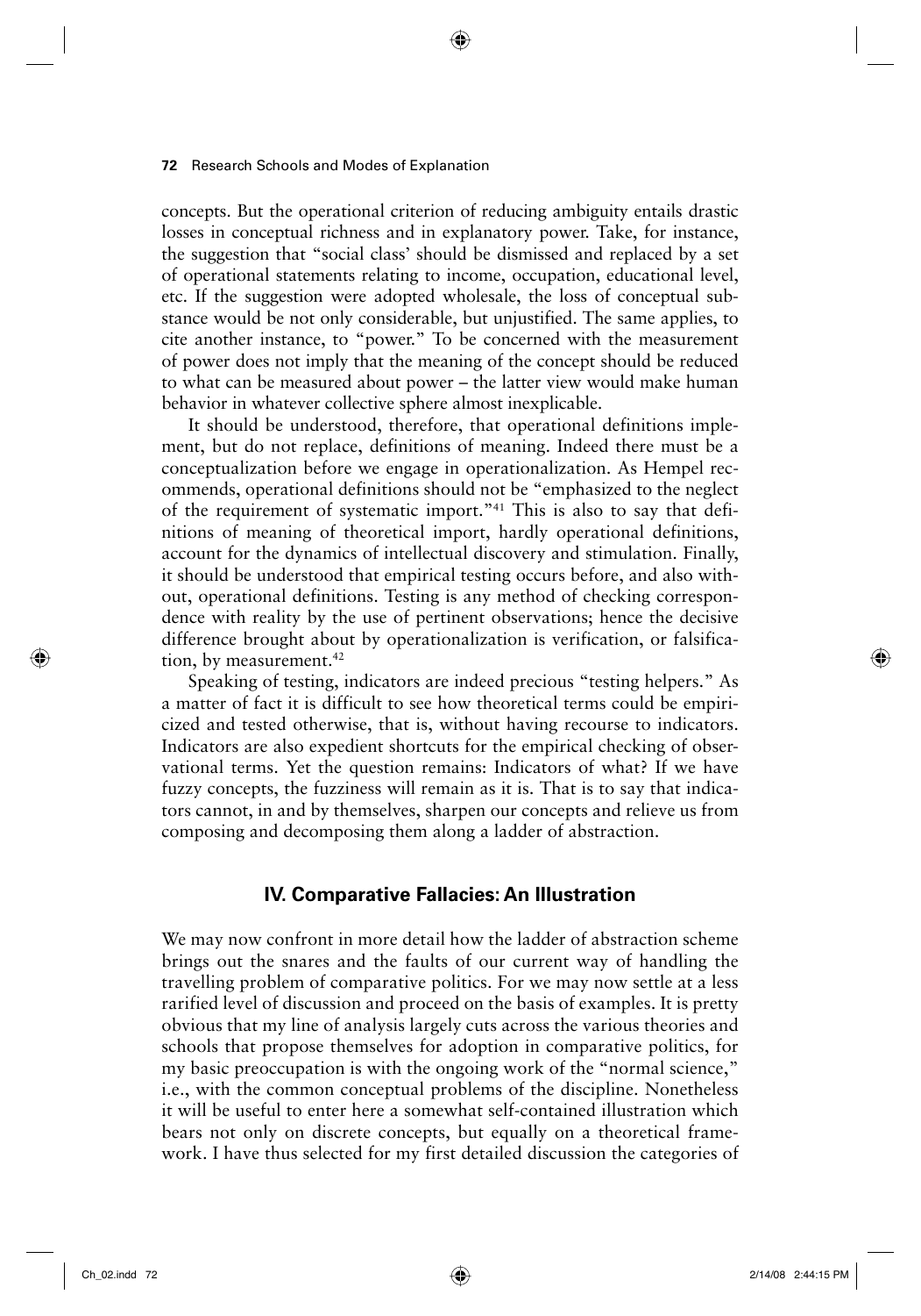concepts. But the operational criterion of reducing ambiguity entails drastic losses in conceptual richness and in explanatory power. Take, for instance, the suggestion that "social class' should be dismissed and replaced by a set of operational statements relating to income, occupation, educational level, etc. If the suggestion were adopted wholesale, the loss of conceptual substance would be not only considerable, but unjustified. The same applies, to cite another instance, to "power." To be concerned with the measurement of power does not imply that the meaning of the concept should be reduced to what can be measured about power – the latter view would make human behavior in whatever collective sphere almost inexplicable.

It should be understood, therefore, that operational definitions implement, but do not replace, definitions of meaning. Indeed there must be a conceptualization before we engage in operationalization. As Hempel recommends, operational definitions should not be "emphasized to the neglect of the requirement of systematic import."[41] This is also to say that definitions of meaning of theoretical import, hardly operational definitions, account for the dynamics of intellectual discovery and stimulation. Finally, it should be understood that empirical testing occurs before, and also without, operational definitions. Testing is any method of checking correspondence with reality by the use of pertinent observations; hence the decisive difference brought about by operationalization is verification, or falsification, by measurement.[42]

Speaking of testing, indicators are indeed precious "testing helpers." As a matter of fact it is difficult to see how theoretical terms could be empiricized and tested otherwise, that is, without having recourse to indicators. Indicators are also expedient shortcuts for the empirical checking of observational terms. Yet the question remains: Indicators of what? If we have fuzzy concepts, the fuzziness will remain as it is. That is to say that indicators cannot, in and by themselves, sharpen our concepts and relieve us from composing and decomposing them along a ladder of abstraction.

## IV. Comparative Fallacies: An Illustration

We may now confront in more detail how the ladder of abstraction scheme brings out the snares and the faults of our current way of handling the travelling problem of comparative politics. For we may now settle at a less rarified level of discussion and proceed on the basis of examples. It is pretty obvious that my line of analysis largely cuts across the various theories and schools that propose themselves for adoption in comparative politics, for my basic preoccupation is with the ongoing work of the "normal science," i.e., with the common conceptual problems of the discipline. Nonetheless it will be useful to enter here a somewhat self-contained illustration which bears not only on discrete concepts, but equally on a theoretical framework. I have thus selected for my first detailed discussion the categories of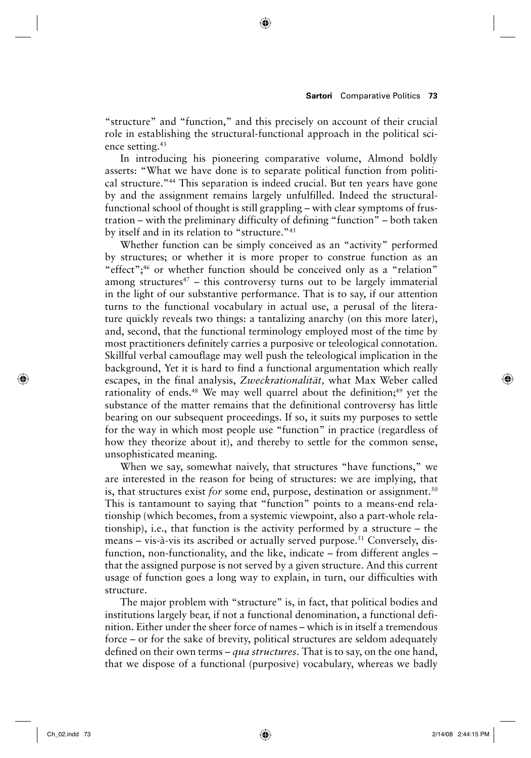"structure" and "function," and this precisely on account of their crucial role in establishing the structural-functional approach in the political science setting.[43]

In introducing his pioneering comparative volume, Almond boldly asserts: "What we have done is to separate political function from political structure."[44] This separation is indeed crucial. But ten years have gone by and the assignment remains largely unfulfilled. Indeed the structural-functional school of thought is still grappling – with clear symptoms of frustration – with the preliminary difficulty of defining "function" – both taken by itself and in its relation to "structure."[45]

Whether function can be simply conceived as an "activity" performed by structures; or whether it is more proper to construe function as an "effect";[46] or whether function should be conceived only as a "relation" among structures[47] – this controversy turns out to be largely immaterial in the light of our substantive performance. That is to say, if our attention turns to the functional vocabulary in actual use, a perusal of the literature quickly reveals two things: a tantalizing anarchy (on this more later), and, second, that the functional terminology employed most of the time by most practitioners definitely carries a purposive or teleological connotation. Skillful verbal camouflage may well push the teleological implication in the background, Yet it is hard to find a functional argumentation which really escapes, in the final analysis, *Zweckrationalität,* what Max Weber called rationality of ends.[48] We may well quarrel about the definition;[49] yet the substance of the matter remains that the definitional controversy has little bearing on our subsequent proceedings. If so, it suits my purposes to settle for the way in which most people use "function" in practice (regardless of how they theorize about it), and thereby to settle for the common sense, unsophisticated meaning.

When we say, somewhat naively, that structures "have functions," we are interested in the reason for being of structures: we are implying, that is, that structures exist *for* some end, purpose, destination or assignment.[50] This is tantamount to saying that "function" points to a means-end relationship (which becomes, from a systemic viewpoint, also a part-whole relationship), i.e., that function is the activity performed by a structure – the means – vis-à-vis its ascribed or actually served purpose.[51] Conversely, disfunction, non-functionality, and the like, indicate – from different angles – that the assigned purpose is not served by a given structure. And this current usage of function goes a long way to explain, in turn, our difficulties with structure.

The major problem with "structure" is, in fact, that political bodies and institutions largely bear, if not a functional denomination, a functional definition. Either under the sheer force of names – which is in itself a tremendous force – or for the sake of brevity, political structures are seldom adequately defined on their own terms – *qua structures*. That is to say, on the one hand, that we dispose of a functional (purposive) vocabulary, whereas we badly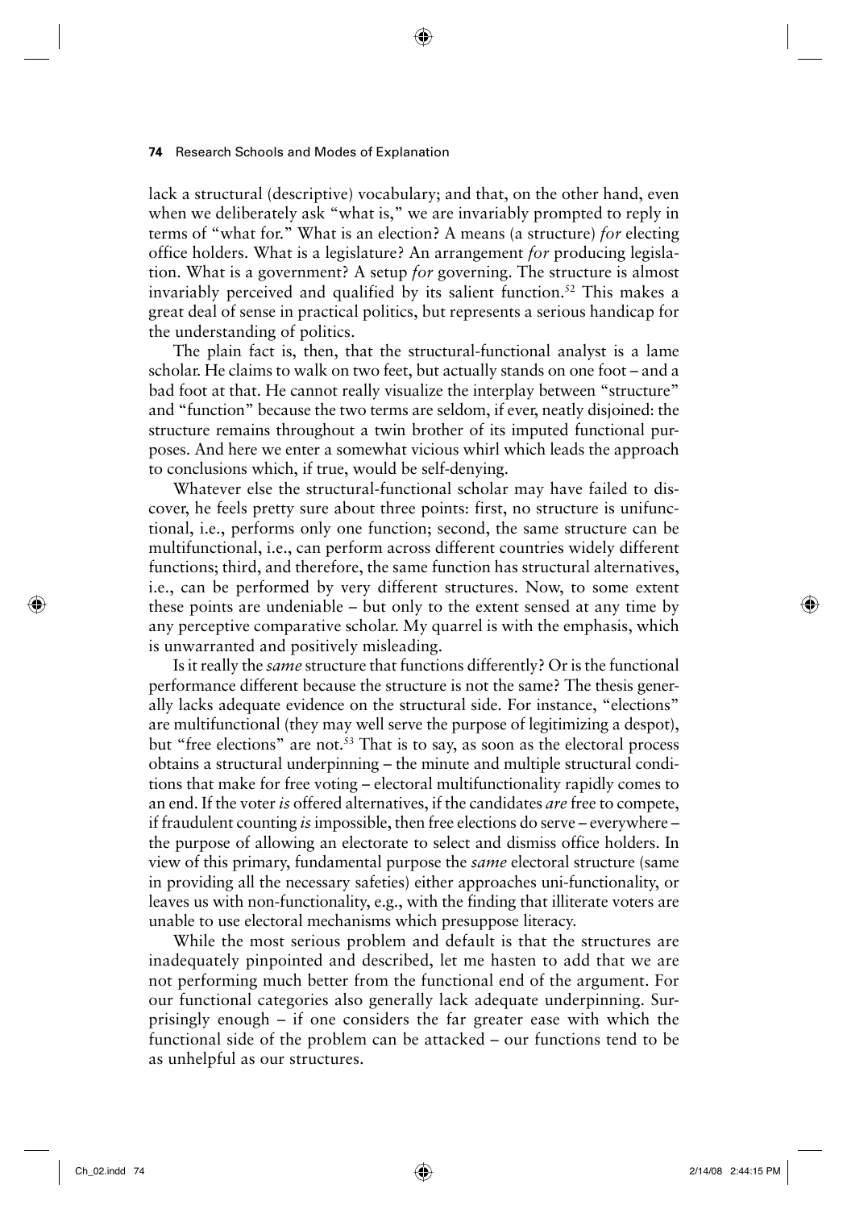lack a structural (descriptive) vocabulary; and that, on the other hand, even when we deliberately ask "what is," we are invariably prompted to reply in terms of "what for." What is an election? A means (a structure) *for* electing office holders. What is a legislature? An arrangement *for* producing legislation. What is a government? A setup *for* governing. The structure is almost invariably perceived and qualified by its salient function.[52] This makes a great deal of sense in practical politics, but represents a serious handicap for the understanding of politics.

The plain fact is, then, that the structural-functional analyst is a lame scholar. He claims to walk on two feet, but actually stands on one foot – and a bad foot at that. He cannot really visualize the interplay between "structure" and "function" because the two terms are seldom, if ever, neatly disjoined: the structure remains throughout a twin brother of its imputed functional purposes. And here we enter a somewhat vicious whirl which leads the approach to conclusions which, if true, would be self-denying.

Whatever else the structural-functional scholar may have failed to discover, he feels pretty sure about three points: first, no structure is unifunctional, i.e., performs only one function; second, the same structure can be multifunctional, i.e., can perform across different countries widely different functions; third, and therefore, the same function has structural alternatives, i.e., can be performed by very different structures. Now, to some extent these points are undeniable – but only to the extent sensed at any time by any perceptive comparative scholar. My quarrel is with the emphasis, which is unwarranted and positively misleading.

Is it really the *same* structure that functions differently? Or is the functional performance different because the structure is not the same? The thesis generally lacks adequate evidence on the structural side. For instance, "elections" are multifunctional (they may well serve the purpose of legitimizing a despot), but "free elections" are not.[53] That is to say, as soon as the electoral process obtains a structural underpinning – the minute and multiple structural conditions that make for free voting – electoral multifunctionality rapidly comes to an end. If the voter *is* offered alternatives, if the candidates *are* free to compete, if fraudulent counting *is* impossible, then free elections do serve – everywhere – the purpose of allowing an electorate to select and dismiss office holders. In view of this primary, fundamental purpose the *same* electoral structure (same in providing all the necessary safeties) either approaches uni-functionality, or leaves us with non-functionality, e.g., with the finding that illiterate voters are unable to use electoral mechanisms which presuppose literacy.

While the most serious problem and default is that the structures are inadequately pinpointed and described, let me hasten to add that we are not performing much better from the functional end of the argument. For our functional categories also generally lack adequate underpinning. Surprisingly enough – if one considers the far greater ease with which the functional side of the problem can be attacked – our functions tend to be as unhelpful as our structures.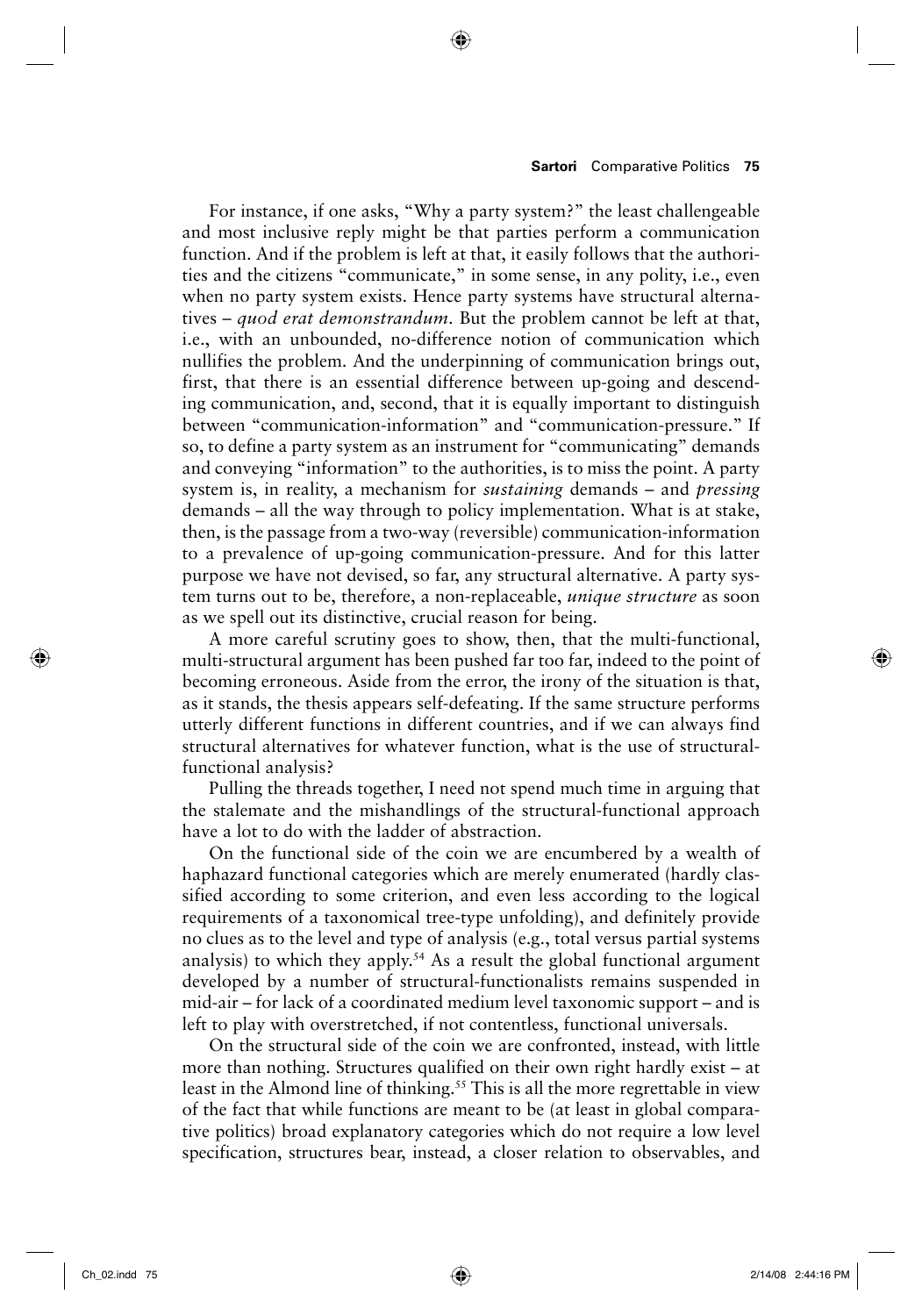For instance, if one asks, "Why a party system?" the least challengeable and most inclusive reply might be that parties perform a communication function. And if the problem is left at that, it easily follows that the authorities and the citizens "communicate," in some sense, in any polity, i.e., even when no party system exists. Hence party systems have structural alternatives – *quod erat demonstrandum*. But the problem cannot be left at that, i.e., with an unbounded, no-difference notion of communication which nullifies the problem. And the underpinning of communication brings out, first, that there is an essential difference between up-going and descending communication, and, second, that it is equally important to distinguish between "communication-information" and "communication-pressure." If so, to define a party system as an instrument for "communicating" demands and conveying "information" to the authorities, is to miss the point. A party system is, in reality, a mechanism for *sustaining* demands – and *pressing* demands – all the way through to policy implementation. What is at stake, then, is the passage from a two-way (reversible) communication-information to a prevalence of up-going communication-pressure. And for this latter purpose we have not devised, so far, any structural alternative. A party system turns out to be, therefore, a non-replaceable, *unique structure* as soon as we spell out its distinctive, crucial reason for being.

A more careful scrutiny goes to show, then, that the multi-functional, multi-structural argument has been pushed far too far, indeed to the point of becoming erroneous. Aside from the error, the irony of the situation is that, as it stands, the thesis appears self-defeating. If the same structure performs utterly different functions in different countries, and if we can always find structural alternatives for whatever function, what is the use of structural-functional analysis?

Pulling the threads together, I need not spend much time in arguing that the stalemate and the mishandlings of the structural-functional approach have a lot to do with the ladder of abstraction.

On the functional side of the coin we are encumbered by a wealth of haphazard functional categories which are merely enumerated (hardly classified according to some criterion, and even less according to the logical requirements of a taxonomical tree-type unfolding), and definitely provide no clues as to the level and type of analysis (e.g., total versus partial systems analysis) to which they apply.[54] As a result the global functional argument developed by a number of structural-functionalists remains suspended in mid-air – for lack of a coordinated medium level taxonomic support – and is left to play with overstretched, if not contentless, functional universals.

On the structural side of the coin we are confronted, instead, with little more than nothing. Structures qualified on their own right hardly exist – at least in the Almond line of thinking.[55] This is all the more regrettable in view of the fact that while functions are meant to be (at least in global comparative politics) broad explanatory categories which do not require a low level specification, structures bear, instead, a closer relation to observables, and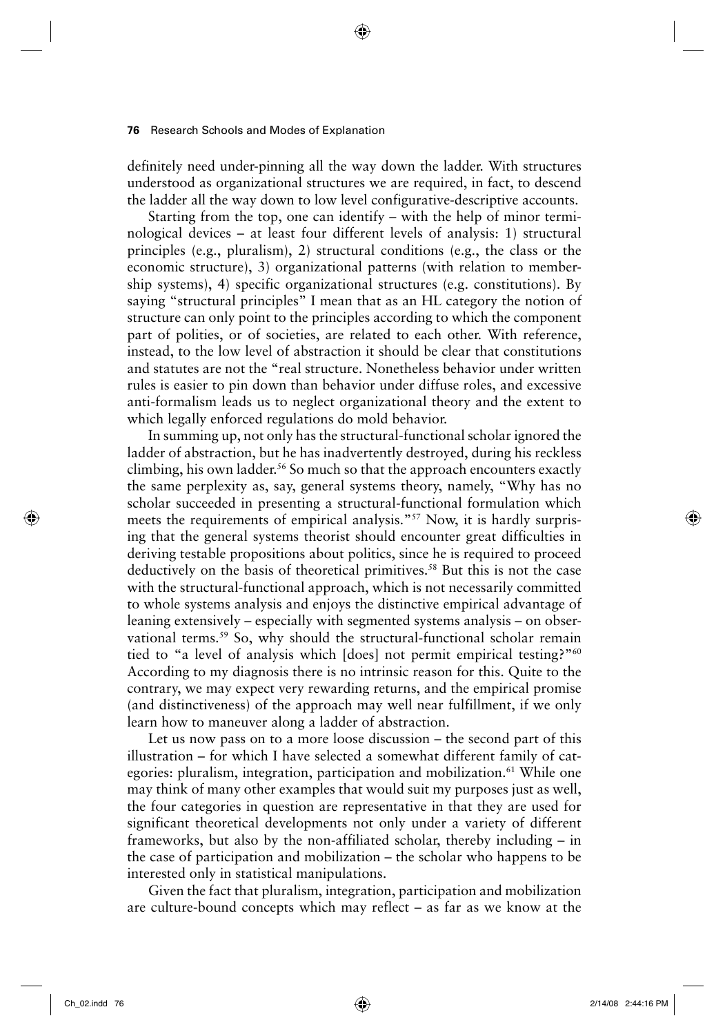definitely need under-pinning all the way down the ladder. With structures understood as organizational structures we are required, in fact, to descend the ladder all the way down to low level configurative-descriptive accounts.

Starting from the top, one can identify – with the help of minor terminological devices – at least four different levels of analysis: 1) structural principles (e.g., pluralism), 2) structural conditions (e.g., the class or the economic structure), 3) organizational patterns (with relation to membership systems), 4) specific organizational structures (e.g. constitutions). By saying "structural principles" I mean that as an HL category the notion of structure can only point to the principles according to which the component part of polities, or of societies, are related to each other. With reference, instead, to the low level of abstraction it should be clear that constitutions and statutes are not the "real structure. Nonetheless behavior under written rules is easier to pin down than behavior under diffuse roles, and excessive anti-formalism leads us to neglect organizational theory and the extent to which legally enforced regulations do mold behavior.

In summing up, not only has the structural-functional scholar ignored the ladder of abstraction, but he has inadvertently destroyed, during his reckless climbing, his own ladder.[56] So much so that the approach encounters exactly the same perplexity as, say, general systems theory, namely, "Why has no scholar succeeded in presenting a structural-functional formulation which meets the requirements of empirical analysis."[57] Now, it is hardly surprising that the general systems theorist should encounter great difficulties in deriving testable propositions about politics, since he is required to proceed deductively on the basis of theoretical primitives.[58] But this is not the case with the structural-functional approach, which is not necessarily committed to whole systems analysis and enjoys the distinctive empirical advantage of leaning extensively – especially with segmented systems analysis – on observational terms.[59] So, why should the structural-functional scholar remain tied to "a level of analysis which [does] not permit empirical testing?"[60] According to my diagnosis there is no intrinsic reason for this. Quite to the contrary, we may expect very rewarding returns, and the empirical promise (and distinctiveness) of the approach may well near fulfillment, if we only learn how to maneuver along a ladder of abstraction.

Let us now pass on to a more loose discussion – the second part of this illustration – for which I have selected a somewhat different family of categories: pluralism, integration, participation and mobilization.[61] While one may think of many other examples that would suit my purposes just as well, the four categories in question are representative in that they are used for significant theoretical developments not only under a variety of different frameworks, but also by the non-affiliated scholar, thereby including – in the case of participation and mobilization – the scholar who happens to be interested only in statistical manipulations.

Given the fact that pluralism, integration, participation and mobilization are culture-bound concepts which may reflect – as far as we know at the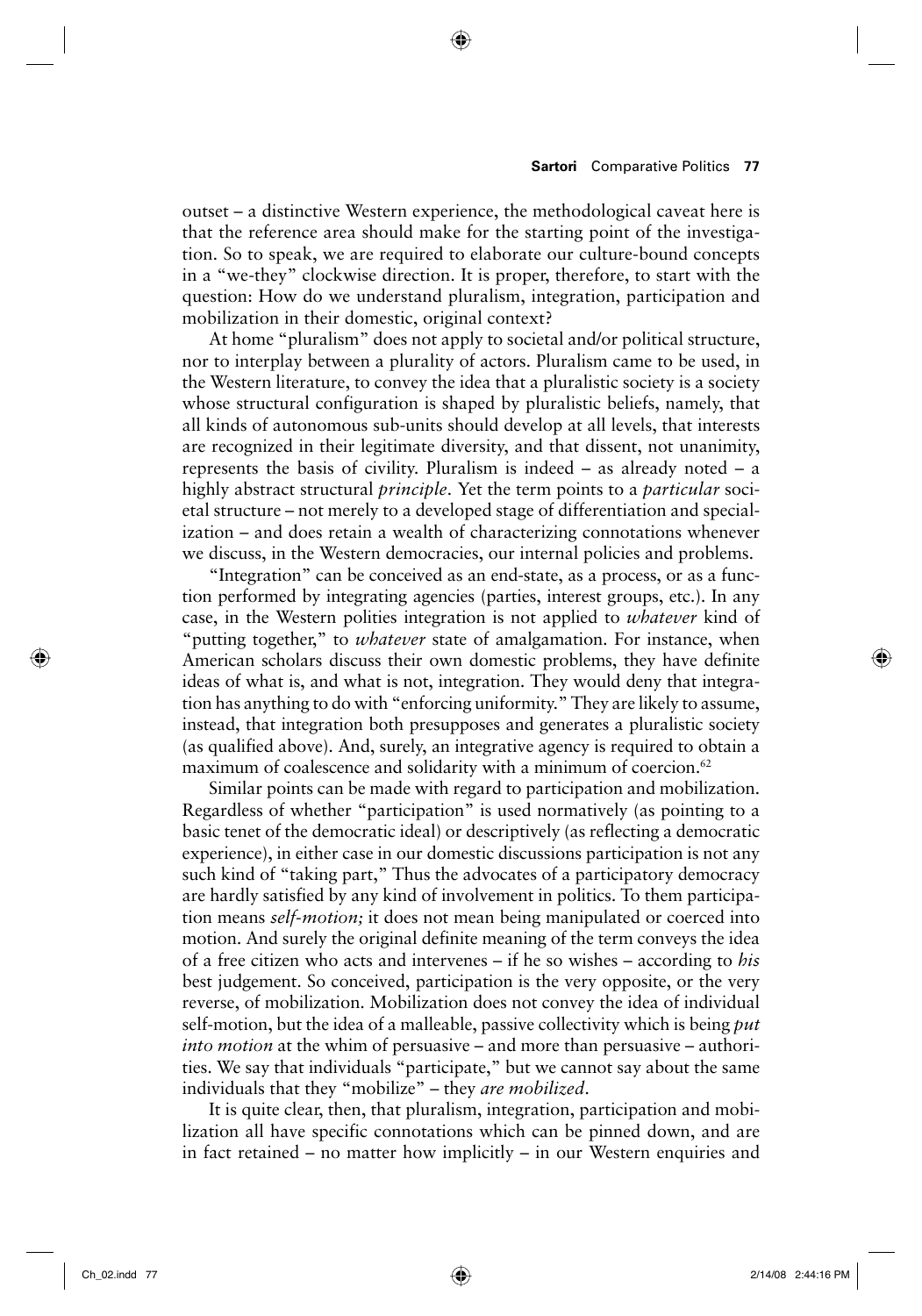outset – a distinctive Western experience, the methodological caveat here is that the reference area should make for the starting point of the investigation. So to speak, we are required to elaborate our culture-bound concepts in a "we-they" clockwise direction. It is proper, therefore, to start with the question: How do we understand pluralism, integration, participation and mobilization in their domestic, original context?

At home "pluralism" does not apply to societal and/or political structure, nor to interplay between a plurality of actors. Pluralism came to be used, in the Western literature, to convey the idea that a pluralistic society is a society whose structural configuration is shaped by pluralistic beliefs, namely, that all kinds of autonomous sub-units should develop at all levels, that interests are recognized in their legitimate diversity, and that dissent, not unanimity, represents the basis of civility. Pluralism is indeed – as already noted – a highly abstract structural *principle*. Yet the term points to a *particular* societal structure – not merely to a developed stage of differentiation and specialization – and does retain a wealth of characterizing connotations whenever we discuss, in the Western democracies, our internal policies and problems.

"Integration" can be conceived as an end-state, as a process, or as a function performed by integrating agencies (parties, interest groups, etc.). In any case, in the Western polities integration is not applied to *whatever* kind of "putting together," to *whatever* state of amalgamation. For instance, when American scholars discuss their own domestic problems, they have definite ideas of what is, and what is not, integration. They would deny that integration has anything to do with "enforcing uniformity." They are likely to assume, instead, that integration both presupposes and generates a pluralistic society (as qualified above). And, surely, an integrative agency is required to obtain a maximum of coalescence and solidarity with a minimum of coercion.[62]

Similar points can be made with regard to participation and mobilization. Regardless of whether "participation" is used normatively (as pointing to a basic tenet of the democratic ideal) or descriptively (as reflecting a democratic experience), in either case in our domestic discussions participation is not any such kind of "taking part," Thus the advocates of a participatory democracy are hardly satisfied by any kind of involvement in politics. To them participation means *self-motion;* it does not mean being manipulated or coerced into motion. And surely the original definite meaning of the term conveys the idea of a free citizen who acts and intervenes – if he so wishes – according to *his* best judgement. So conceived, participation is the very opposite, or the very reverse, of mobilization. Mobilization does not convey the idea of individual self-motion, but the idea of a malleable, passive collectivity which is being *put into motion* at the whim of persuasive – and more than persuasive – authorities. We say that individuals "participate," but we cannot say about the same individuals that they "mobilize" – they *are mobilized*.

It is quite clear, then, that pluralism, integration, participation and mobilization all have specific connotations which can be pinned down, and are in fact retained – no matter how implicitly – in our Western enquiries and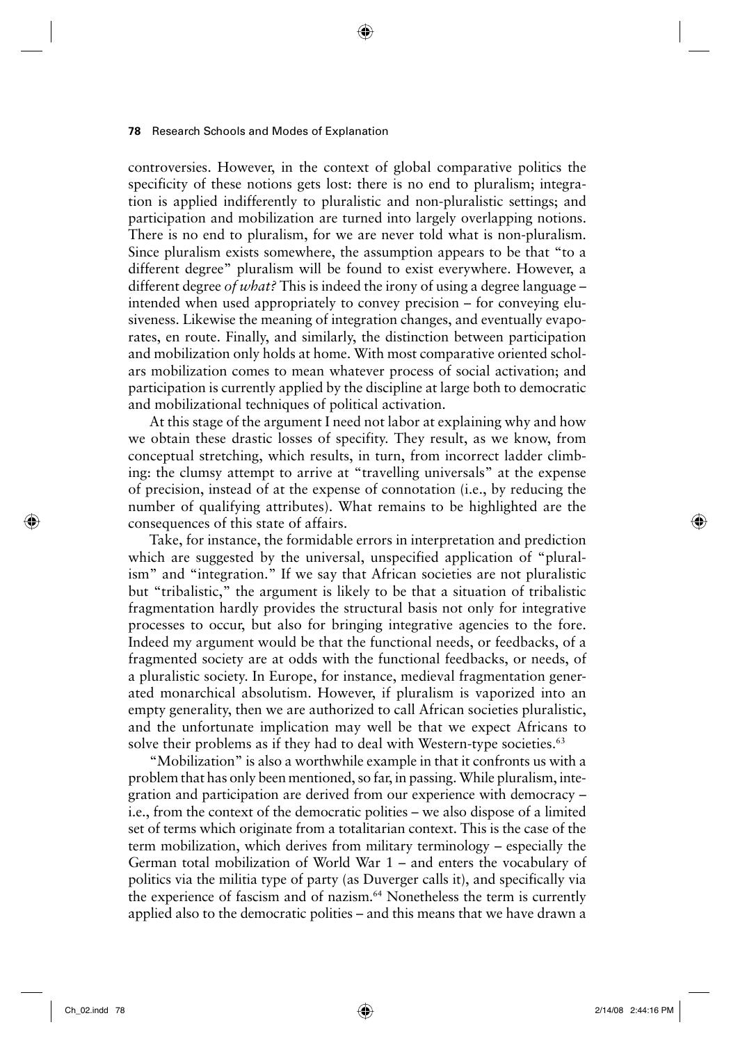controversies. However, in the context of global comparative politics the specificity of these notions gets lost: there is no end to pluralism; integration is applied indifferently to pluralistic and non-pluralistic settings; and participation and mobilization are turned into largely overlapping notions. There is no end to pluralism, for we are never told what is non-pluralism. Since pluralism exists somewhere, the assumption appears to be that "to a different degree" pluralism will be found to exist everywhere. However, a different degree *of what?* This is indeed the irony of using a degree language – intended when used appropriately to convey precision – for conveying elusiveness. Likewise the meaning of integration changes, and eventually evaporates, en route. Finally, and similarly, the distinction between participation and mobilization only holds at home. With most comparative oriented scholars mobilization comes to mean whatever process of social activation; and participation is currently applied by the discipline at large both to democratic and mobilizational techniques of political activation.

At this stage of the argument I need not labor at explaining why and how we obtain these drastic losses of specifity. They result, as we know, from conceptual stretching, which results, in turn, from incorrect ladder climbing: the clumsy attempt to arrive at "travelling universals" at the expense of precision, instead of at the expense of connotation (i.e., by reducing the number of qualifying attributes). What remains to be highlighted are the consequences of this state of affairs.

Take, for instance, the formidable errors in interpretation and prediction which are suggested by the universal, unspecified application of "pluralism" and "integration." If we say that African societies are not pluralistic but "tribalistic," the argument is likely to be that a situation of tribalistic fragmentation hardly provides the structural basis not only for integrative processes to occur, but also for bringing integrative agencies to the fore. Indeed my argument would be that the functional needs, or feedbacks, of a fragmented society are at odds with the functional feedbacks, or needs, of a pluralistic society. In Europe, for instance, medieval fragmentation generated monarchical absolutism. However, if pluralism is vaporized into an empty generality, then we are authorized to call African societies pluralistic, and the unfortunate implication may well be that we expect Africans to solve their problems as if they had to deal with Western-type societies.[63]

"Mobilization" is also a worthwhile example in that it confronts us with a problem that has only been mentioned, so far, in passing. While pluralism, integration and participation are derived from our experience with democracy – i.e., from the context of the democratic polities – we also dispose of a limited set of terms which originate from a totalitarian context. This is the case of the term mobilization, which derives from military terminology – especially the German total mobilization of World War 1 – and enters the vocabulary of politics via the militia type of party (as Duverger calls it), and specifically via the experience of fascism and of nazism.[64] Nonetheless the term is currently applied also to the democratic polities – and this means that we have drawn a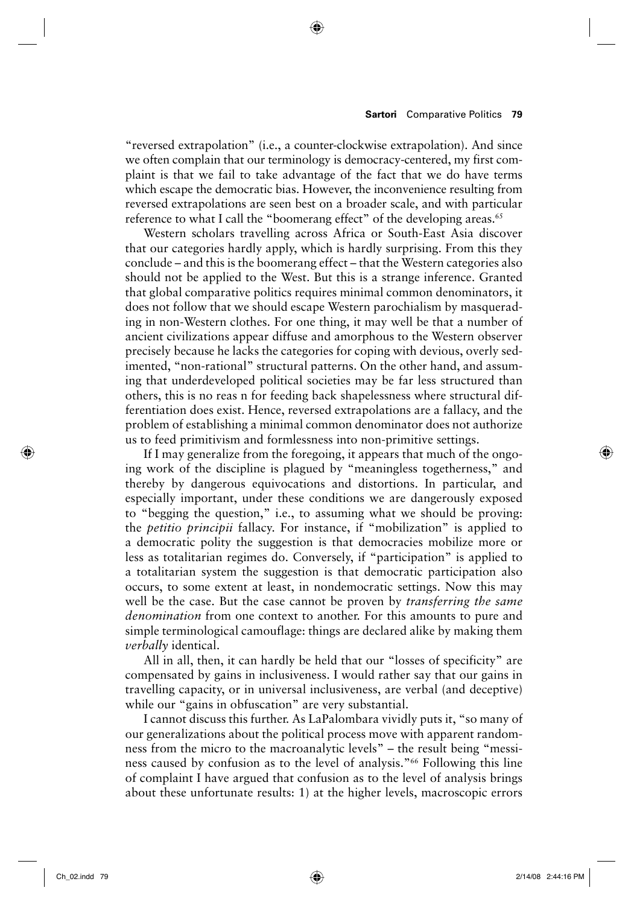"reversed extrapolation" (i.e., a counter-clockwise extrapolation). And since we often complain that our terminology is democracy-centered, my first complaint is that we fail to take advantage of the fact that we do have terms which escape the democratic bias. However, the inconvenience resulting from reversed extrapolations are seen best on a broader scale, and with particular reference to what I call the "boomerang effect" of the developing areas.[65]

Western scholars travelling across Africa or South-East Asia discover that our categories hardly apply, which is hardly surprising. From this they conclude – and this is the boomerang effect – that the Western categories also should not be applied to the West. But this is a strange inference. Granted that global comparative politics requires minimal common denominators, it does not follow that we should escape Western parochialism by masquerading in non-Western clothes. For one thing, it may well be that a number of ancient civilizations appear diffuse and amorphous to the Western observer precisely because he lacks the categories for coping with devious, overly sedimented, "non-rational" structural patterns. On the other hand, and assuming that underdeveloped political societies may be far less structured than others, this is no reas n for feeding back shapelessness where structural differentiation does exist. Hence, reversed extrapolations are a fallacy, and the problem of establishing a minimal common denominator does not authorize us to feed primitivism and formlessness into non-primitive settings.

If I may generalize from the foregoing, it appears that much of the ongoing work of the discipline is plagued by "meaningless togetherness," and thereby by dangerous equivocations and distortions. In particular, and especially important, under these conditions we are dangerously exposed to "begging the question," i.e., to assuming what we should be proving: the *petitio principii* fallacy. For instance, if "mobilization" is applied to a democratic polity the suggestion is that democracies mobilize more or less as totalitarian regimes do. Conversely, if "participation" is applied to a totalitarian system the suggestion is that democratic participation also occurs, to some extent at least, in nondemocratic settings. Now this may well be the case. But the case cannot be proven by *transferring the same denomination* from one context to another. For this amounts to pure and simple terminological camouflage: things are declared alike by making them *verbally* identical.

All in all, then, it can hardly be held that our "losses of specificity" are compensated by gains in inclusiveness. I would rather say that our gains in travelling capacity, or in universal inclusiveness, are verbal (and deceptive) while our "gains in obfuscation" are very substantial.

I cannot discuss this further. As LaPalombara vividly puts it, "so many of our generalizations about the political process move with apparent randomness from the micro to the macroanalytic levels" – the result being "messiness caused by confusion as to the level of analysis."[66] Following this line of complaint I have argued that confusion as to the level of analysis brings about these unfortunate results: 1) at the higher levels, macroscopic errors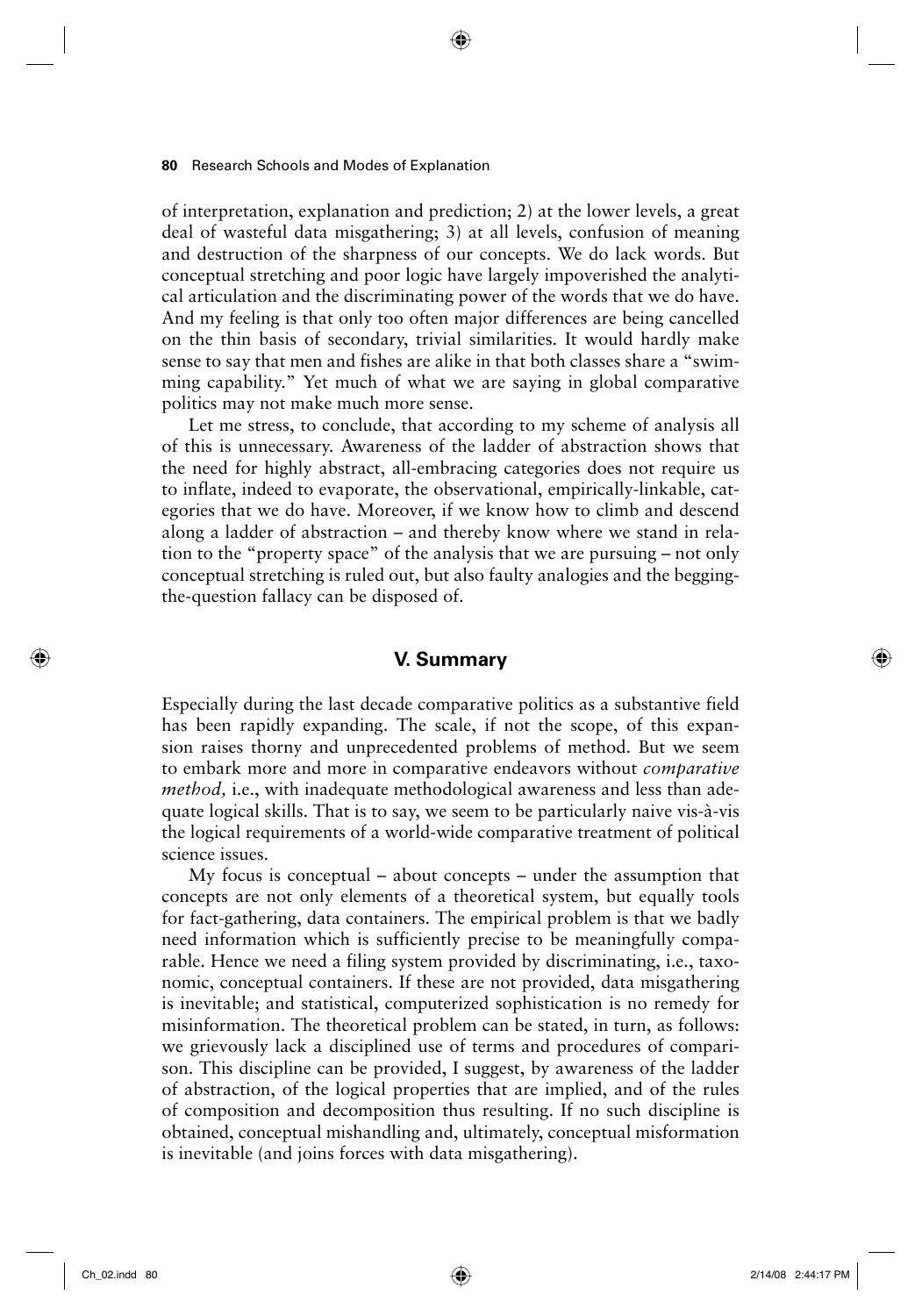of interpretation, explanation and prediction; 2) at the lower levels, a great deal of wasteful data misgathering; 3) at all levels, confusion of meaning and destruction of the sharpness of our concepts. We do lack words. But conceptual stretching and poor logic have largely impoverished the analytical articulation and the discriminating power of the words that we do have. And my feeling is that only too often major differences are being cancelled on the thin basis of secondary, trivial similarities. It would hardly make sense to say that men and fishes are alike in that both classes share a "swimming capability." Yet much of what we are saying in global comparative politics may not make much more sense.

Let me stress, to conclude, that according to my scheme of analysis all of this is unnecessary. Awareness of the ladder of abstraction shows that the need for highly abstract, all-embracing categories does not require us to inflate, indeed to evaporate, the observational, empirically-linkable, categories that we do have. Moreover, if we know how to climb and descend along a ladder of abstraction – and thereby know where we stand in relation to the "property space" of the analysis that we are pursuing – not only conceptual stretching is ruled out, but also faulty analogies and the begging-the-question fallacy can be disposed of.

## V. Summary

Especially during the last decade comparative politics as a substantive field has been rapidly expanding. The scale, if not the scope, of this expansion raises thorny and unprecedented problems of method. But we seem to embark more and more in comparative endeavors without *comparative method,* i.e., with inadequate methodological awareness and less than adequate logical skills. That is to say, we seem to be particularly naive vis-à-vis the logical requirements of a world-wide comparative treatment of political science issues.

My focus is conceptual – about concepts – under the assumption that concepts are not only elements of a theoretical system, but equally tools for fact-gathering, data containers. The empirical problem is that we badly need information which is sufficiently precise to be meaningfully comparable. Hence we need a filing system provided by discriminating, i.e., taxonomic, conceptual containers. If these are not provided, data misgathering is inevitable; and statistical, computerized sophistication is no remedy for misinformation. The theoretical problem can be stated, in turn, as follows: we grievously lack a disciplined use of terms and procedures of comparison. This discipline can be provided, I suggest, by awareness of the ladder of abstraction, of the logical properties that are implied, and of the rules of composition and decomposition thus resulting. If no such discipline is obtained, conceptual mishandling and, ultimately, conceptual misformation is inevitable (and joins forces with data misgathering).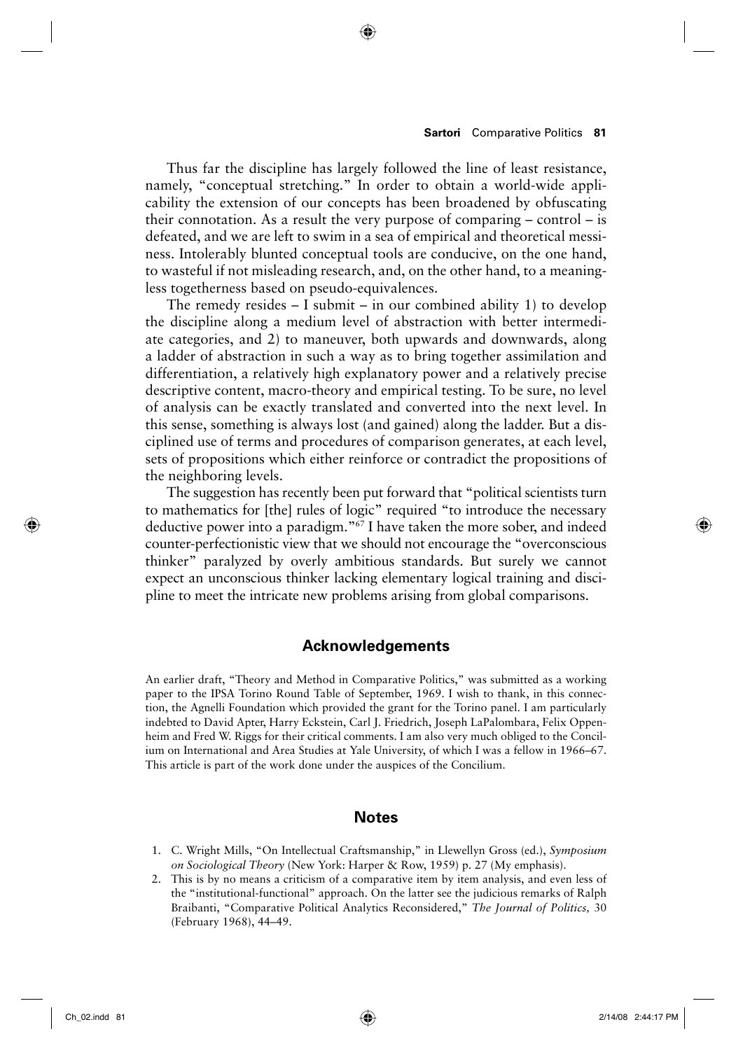Thus far the discipline has largely followed the line of least resistance, namely, "conceptual stretching." In order to obtain a world-wide applicability the extension of our concepts has been broadened by obfuscating their connotation. As a result the very purpose of comparing – control – is defeated, and we are left to swim in a sea of empirical and theoretical messiness. Intolerably blunted conceptual tools are conducive, on the one hand, to wasteful if not misleading research, and, on the other hand, to a meaningless togetherness based on pseudo-equivalences.

The remedy resides – I submit – in our combined ability 1) to develop the discipline along a medium level of abstraction with better intermediate categories, and 2) to maneuver, both upwards and downwards, along a ladder of abstraction in such a way as to bring together assimilation and differentiation, a relatively high explanatory power and a relatively precise descriptive content, macro-theory and empirical testing. To be sure, no level of analysis can be exactly translated and converted into the next level. In this sense, something is always lost (and gained) along the ladder. But a disciplined use of terms and procedures of comparison generates, at each level, sets of propositions which either reinforce or contradict the propositions of the neighboring levels.

The suggestion has recently been put forward that "political scientists turn to mathematics for [the] rules of logic" required "to introduce the necessary deductive power into a paradigm."[67] I have taken the more sober, and indeed counter-perfectionistic view that we should not encourage the "overconscious thinker" paralyzed by overly ambitious standards. But surely we cannot expect an unconscious thinker lacking elementary logical training and discipline to meet the intricate new problems arising from global comparisons.

## Acknowledgements

An earlier draft, "Theory and Method in Comparative Politics," was submitted as a working paper to the IPSA Torino Round Table of September, 1969. I wish to thank, in this connection, the Agnelli Foundation which provided the grant for the Torino panel. I am particularly indebted to David Apter, Harry Eckstein, Carl J. Friedrich, Joseph LaPalombara, Felix Oppenheim and Fred W. Riggs for their critical comments. I am also very much obliged to the Concilium on International and Area Studies at Yale University, of which I was a fellow in 1966–67. This article is part of the work done under the auspices of the Concilium.

## Notes

1. C. Wright Mills, "On Intellectual Craftsmanship," in Llewellyn Gross (ed.), *Symposium on Sociological Theory* (New York: Harper & Row, 1959) p. 27 (My emphasis).
2. This is by no means a criticism of a comparative item by item analysis, and even less of the "institutional-functional" approach. On the latter see the judicious remarks of Ralph Braibanti, "Comparative Political Analytics Reconsidered," *The Journal of Politics,* 30 (February 1968), 44–49.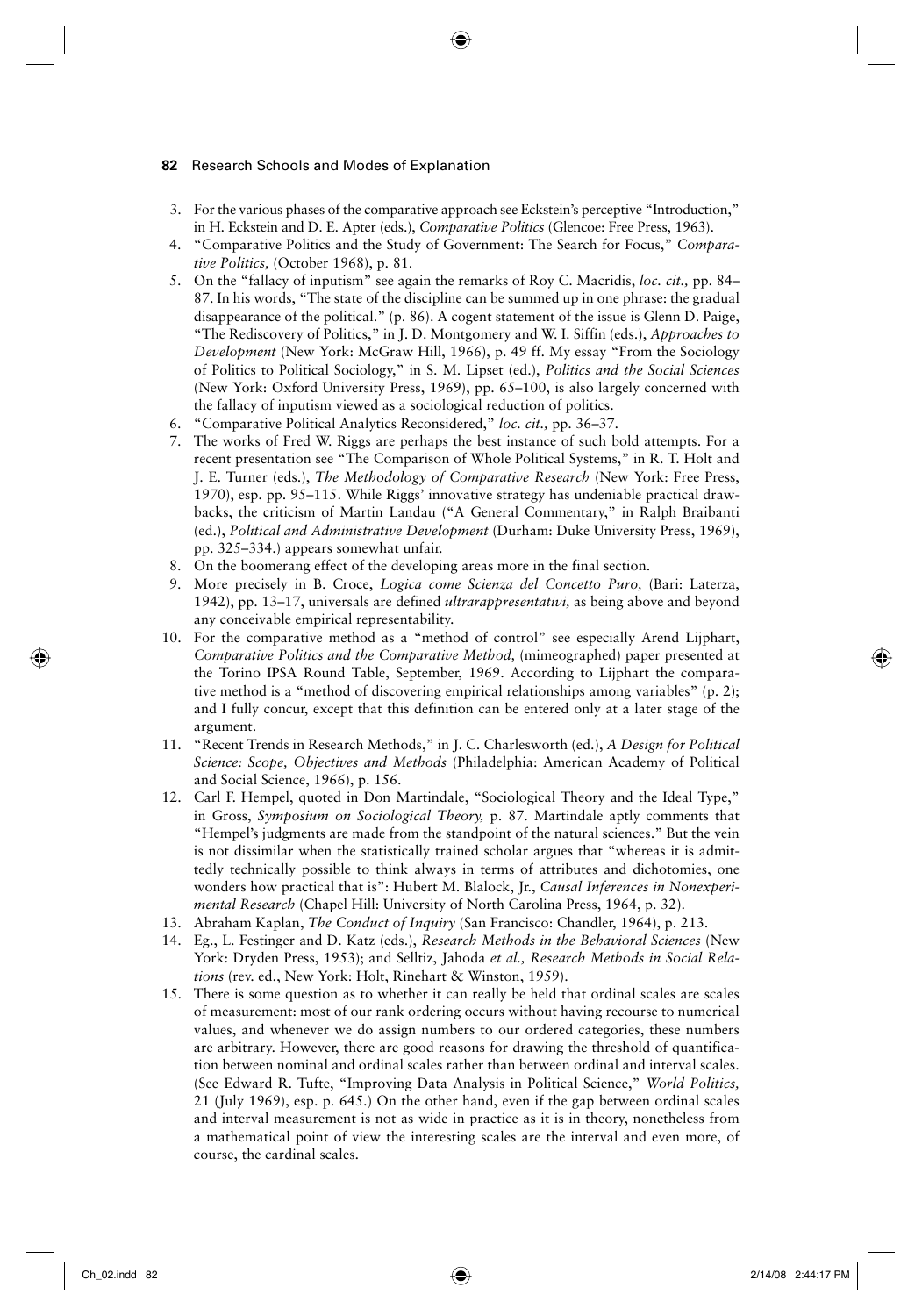3. For the various phases of the comparative approach see Eckstein's perceptive "Introduction," in H. Eckstein and D. E. Apter (eds.), *Comparative Politics* (Glencoe: Free Press, 1963).
4. "Comparative Politics and the Study of Government: The Search for Focus," *Comparative Politics,* (October 1968), p. 81.
5. On the "fallacy of inputism" see again the remarks of Roy C. Macridis, *loc. cit.,* pp. 84–87. In his words, "The state of the discipline can be summed up in one phrase: the gradual disappearance of the political." (p. 86). A cogent statement of the issue is Glenn D. Paige, "The Rediscovery of Politics," in J. D. Montgomery and W. I. Siffin (eds.), *Approaches to Development* (New York: McGraw Hill, 1966), p. 49 ff. My essay "From the Sociology of Politics to Political Sociology," in S. M. Lipset (ed.), *Politics and the Social Sciences* (New York: Oxford University Press, 1969), pp. 65–100, is also largely concerned with the fallacy of inputism viewed as a sociological reduction of politics.
6. "Comparative Political Analytics Reconsidered," *loc. cit.,* pp. 36–37.
7. The works of Fred W. Riggs are perhaps the best instance of such bold attempts. For a recent presentation see "The Comparison of Whole Political Systems," in R. T. Holt and J. E. Turner (eds.), *The Methodology of Comparative Research* (New York: Free Press, 1970), esp. pp. 95–115. While Riggs' innovative strategy has undeniable practical drawbacks, the criticism of Martin Landau ("A General Commentary," in Ralph Braibanti (ed.), *Political and Administrative Development* (Durham: Duke University Press, 1969), pp. 325–334.) appears somewhat unfair.
8. On the boomerang effect of the developing areas more in the final section.
9. More precisely in B. Croce, *Logica come Scienza del Concetto Puro,* (Bari: Laterza, 1942), pp. 13–17, universals are defined *ultrarappresentativi,* as being above and beyond any conceivable empirical representability.
10. For the comparative method as a "method of control" see especially Arend Lijphart, *Comparative Politics and the Comparative Method,* (mimeographed) paper presented at the Torino IPSA Round Table, September, 1969. According to Lijphart the comparative method is a "method of discovering empirical relationships among variables" (p. 2); and I fully concur, except that this definition can be entered only at a later stage of the argument.
11. "Recent Trends in Research Methods," in J. C. Charlesworth (ed.), *A Design for Political Science: Scope, Objectives and Methods* (Philadelphia: American Academy of Political and Social Science, 1966), p. 156.
12. Carl F. Hempel, quoted in Don Martindale, "Sociological Theory and the Ideal Type," in Gross, *Symposium on Sociological Theory,* p. 87. Martindale aptly comments that "Hempel's judgments are made from the standpoint of the natural sciences." But the vein is not dissimilar when the statistically trained scholar argues that "whereas it is admittedly technically possible to think always in terms of attributes and dichotomies, one wonders how practical that is": Hubert M. Blalock, Jr., *Causal Inferences in Nonexperimental Research* (Chapel Hill: University of North Carolina Press, 1964, p. 32).
13. Abraham Kaplan, *The Conduct of Inquiry* (San Francisco: Chandler, 1964), p. 213.
14. Eg., L. Festinger and D. Katz (eds.), *Research Methods in the Behavioral Sciences* (New York: Dryden Press, 1953); and Selltiz, Jahoda *et al., Research Methods in Social Relations* (rev. ed., New York: Holt, Rinehart & Winston, 1959).
15. There is some question as to whether it can really be held that ordinal scales are scales of measurement: most of our rank ordering occurs without having recourse to numerical values, and whenever we do assign numbers to our ordered categories, these numbers are arbitrary. However, there are good reasons for drawing the threshold of quantification between nominal and ordinal scales rather than between ordinal and interval scales. (See Edward R. Tufte, "Improving Data Analysis in Political Science," *World Politics,* 21 (July 1969), esp. p. 645.) On the other hand, even if the gap between ordinal scales and interval measurement is not as wide in practice as it is in theory, nonetheless from a mathematical point of view the interesting scales are the interval and even more, of course, the cardinal scales.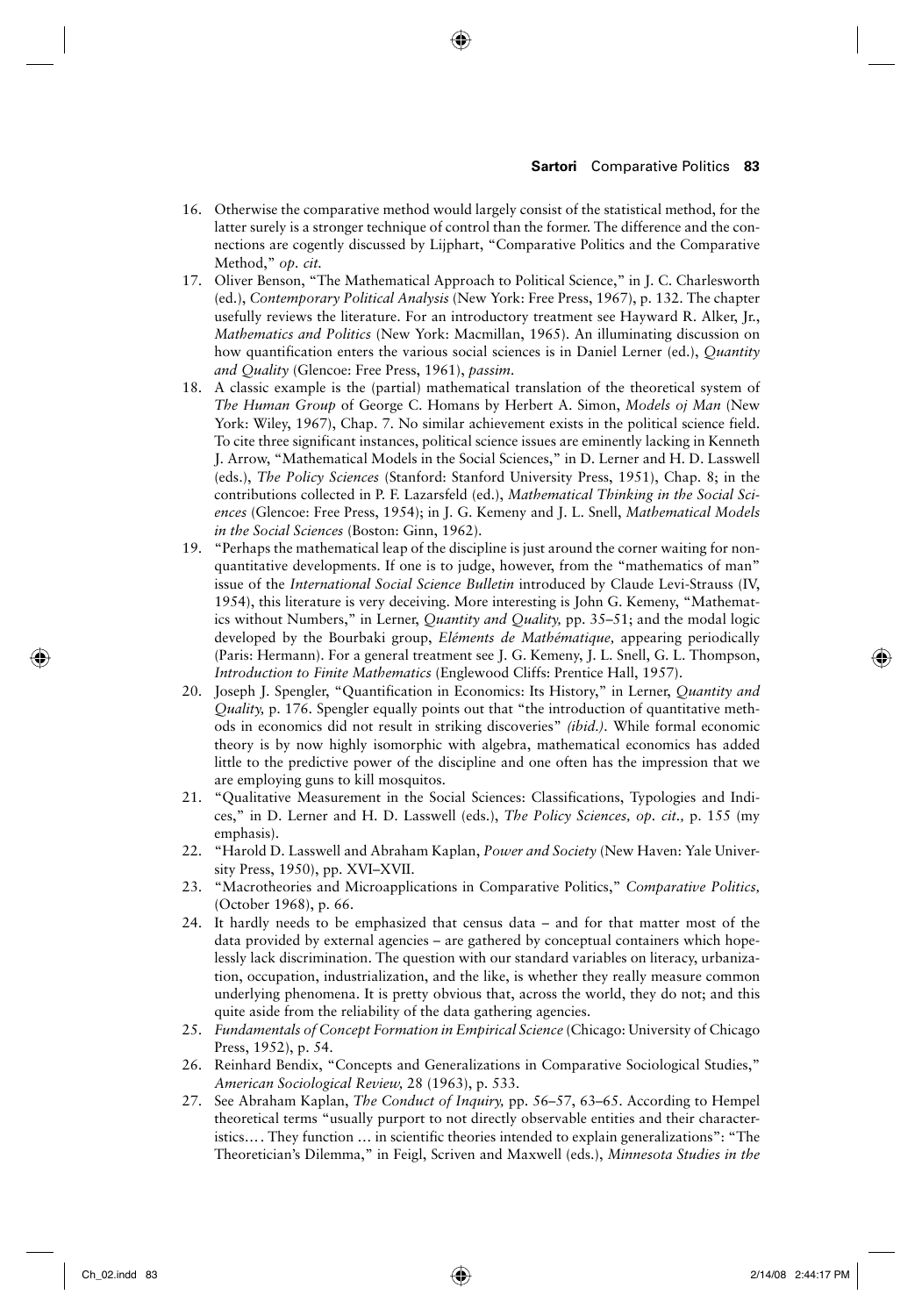16. Otherwise the comparative method would largely consist of the statistical method, for the latter surely is a stronger technique of control than the former. The difference and the connections are cogently discussed by Lijphart, "Comparative Politics and the Comparative Method," *op. cit.*
17. Oliver Benson, "The Mathematical Approach to Political Science," in J. C. Charlesworth (ed.), *Contemporary Political Analysis* (New York: Free Press, 1967), p. 132. The chapter usefully reviews the literature. For an introductory treatment see Hayward R. Alker, Jr., *Mathematics and Politics* (New York: Macmillan, 1965). An illuminating discussion on how quantification enters the various social sciences is in Daniel Lerner (ed.), *Quantity and Quality* (Glencoe: Free Press, 1961), *passim*.
18. A classic example is the (partial) mathematical translation of the theoretical system of *The Human Group* of George C. Homans by Herbert A. Simon, *Models oj Man* (New York: Wiley, 1967), Chap. 7. No similar achievement exists in the political science field. To cite three significant instances, political science issues are eminently lacking in Kenneth J. Arrow, "Mathematical Models in the Social Sciences," in D. Lerner and H. D. Lasswell (eds.), *The Policy Sciences* (Stanford: Stanford University Press, 1951), Chap. 8; in the contributions collected in P. F. Lazarsfeld (ed.), *Mathematical Thinking in the Social Sciences* (Glencoe: Free Press, 1954); in J. G. Kemeny and J. L. Snell, *Mathematical Models in the Social Sciences* (Boston: Ginn, 1962).
19. "Perhaps the mathematical leap of the discipline is just around the corner waiting for non-quantitative developments. If one is to judge, however, from the "mathematics of man" issue of the *International Social Science Bulletin* introduced by Claude Levi-Strauss (IV, 1954), this literature is very deceiving. More interesting is John G. Kemeny, "Mathematics without Numbers," in Lerner, *Quantity and Quality,* pp. 35–51; and the modal logic developed by the Bourbaki group, *Eléments de Mathématique,* appearing periodically (Paris: Hermann). For a general treatment see J. G. Kemeny, J. L. Snell, G. L. Thompson, *Introduction to Finite Mathematics* (Englewood Cliffs: Prentice Hall, 1957).
20. Joseph J. Spengler, "Quantification in Economics: Its History," in Lerner, *Quantity and Quality,* p. 176. Spengler equally points out that "the introduction of quantitative methods in economics did not result in striking discoveries" *(ibid.).* While formal economic theory is by now highly isomorphic with algebra, mathematical economics has added little to the predictive power of the discipline and one often has the impression that we are employing guns to kill mosquitos.
21. "Qualitative Measurement in the Social Sciences: Classifications, Typologies and Indices," in D. Lerner and H. D. Lasswell (eds.), *The Policy Sciences, op. cit.,* p. 155 (my emphasis).
22. "Harold D. Lasswell and Abraham Kaplan, *Power and Society* (New Haven: Yale University Press, 1950), pp. XVI–XVII.
23. "Macrotheories and Microapplications in Comparative Politics," *Comparative Politics,* (October 1968), p. 66.
24. It hardly needs to be emphasized that census data – and for that matter most of the data provided by external agencies – are gathered by conceptual containers which hopelessly lack discrimination. The question with our standard variables on literacy, urbanization, occupation, industrialization, and the like, is whether they really measure common underlying phenomena. It is pretty obvious that, across the world, they do not; and this quite aside from the reliability of the data gathering agencies.
25. *Fundamentals of Concept Formation in Empirical Science* (Chicago: University of Chicago Press, 1952), p. 54.
26. Reinhard Bendix, "Concepts and Generalizations in Comparative Sociological Studies," *American Sociological Review,* 28 (1963), p. 533.
27. See Abraham Kaplan, *The Conduct of Inquiry,* pp. 56–57, 63–65. According to Hempel theoretical terms "usually purport to not directly observable entities and their characteristics.… They function … in scientific theories intended to explain generalizations": "The Theoretician's Dilemma," in Feigl, Scriven and Maxwell (eds.), *Minnesota Studies in the*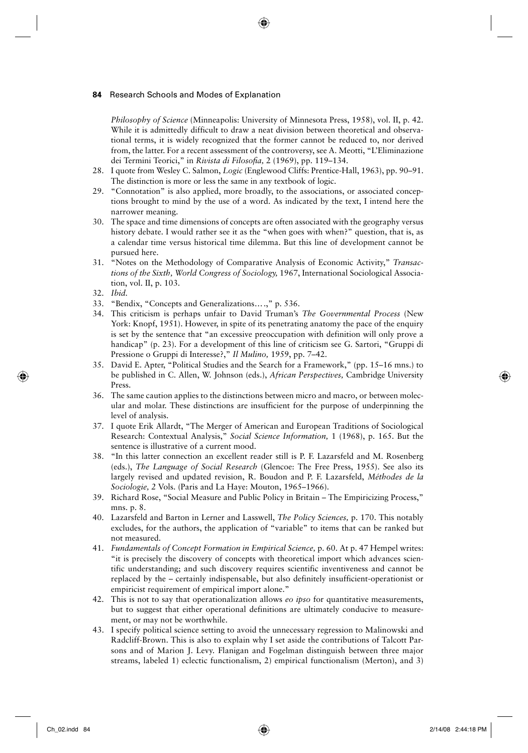*Philosophy of Science* (Minneapolis: University of Minnesota Press, 1958), vol. II, p. 42. While it is admittedly difficult to draw a neat division between theoretical and observational terms, it is widely recognized that the former cannot be reduced to, nor derived from, the latter. For a recent assessment of the controversy, see A. Meotti, "L'Eliminazione dei Termini Teorici," in *Rivista di Filosofia,* 2 (1969), pp. 119–134.

28. I quote from Wesley C. Salmon, *Logic* (Englewood Cliffs: Prentice-Hall, 1963), pp. 90–91. The distinction is more or less the same in any textbook of logic.
29. "Connotation" is also applied, more broadly, to the associations, or associated conceptions brought to mind by the use of a word. As indicated by the text, I intend here the narrower meaning.
30. The space and time dimensions of concepts are often associated with the geography versus history debate. I would rather see it as the "when goes with when?" question, that is, as a calendar time versus historical time dilemma. But this line of development cannot be pursued here.
31. "Notes on the Methodology of Comparative Analysis of Economic Activity," *Transactions of the Sixth, World Congress of Sociology,* 1967, International Sociological Association, vol. II, p. 103.
32. *Ibid.*
33. "Bendix, "Concepts and Generalizations….," p. 536.
34. This criticism is perhaps unfair to David Truman's *The Governmental Process* (New York: Knopf, 1951). However, in spite of its penetrating anatomy the pace of the enquiry is set by the sentence that "an excessive preoccupation with definition will only prove a handicap" (p. 23). For a development of this line of criticism see G. Sartori, "Gruppi di Pressione o Gruppi di Interesse?," *Il Mulino,* 1959, pp. 7–42.
35. David E. Apter, "Political Studies and the Search for a Framework," (pp. 15–16 mns.) to be published in C. Allen, W. Johnson (eds.), *African Perspectives,* Cambridge University Press.
36. The same caution applies to the distinctions between micro and macro, or between molecular and molar. These distinctions are insufficient for the purpose of underpinning the level of analysis.
37. I quote Erik Allardt, "The Merger of American and European Traditions of Sociological Research: Contextual Analysis," *Social Science Information,* 1 (1968), p. 165. But the sentence is illustrative of a current mood.
38. "In this latter connection an excellent reader still is P. F. Lazarsfeld and M. Rosenberg (eds.), *The Language of Social Research* (Glencoe: The Free Press, 1955). See also its largely revised and updated revision, R. Boudon and P. F. Lazarsfeld, *Méthodes de la Sociologie,* 2 Vols. (Paris and La Haye: Mouton, 1965–1966).
39. Richard Rose, "Social Measure and Public Policy in Britain – The Empiricizing Process," mns. p. 8.
40. Lazarsfeld and Barton in Lerner and Lasswell, *The Policy Sciences,* p. 170. This notably excludes, for the authors, the application of "variable" to items that can be ranked but not measured.
41. *Fundamentals of Concept Formation in Empirical Science,* p. 60. At p. 47 Hempel writes: "it is precisely the discovery of concepts with theoretical import which advances scientific understanding; and such discovery requires scientific inventiveness and cannot be replaced by the – certainly indispensable, but also definitely insufficient-operationist or empiricist requirement of empirical import alone."
42. This is not to say that operationalization allows *eo ipso* for quantitative measurements, but to suggest that either operational definitions are ultimately conducive to measurement, or may not be worthwhile.
43. I specify political science setting to avoid the unnecessary regression to Malinowski and Radcliff-Brown. This is also to explain why I set aside the contributions of Talcott Parsons and of Marion J. Levy. Flanigan and Fogelman distinguish between three major streams, labeled 1) eclectic functionalism, 2) empirical functionalism (Merton), and 3)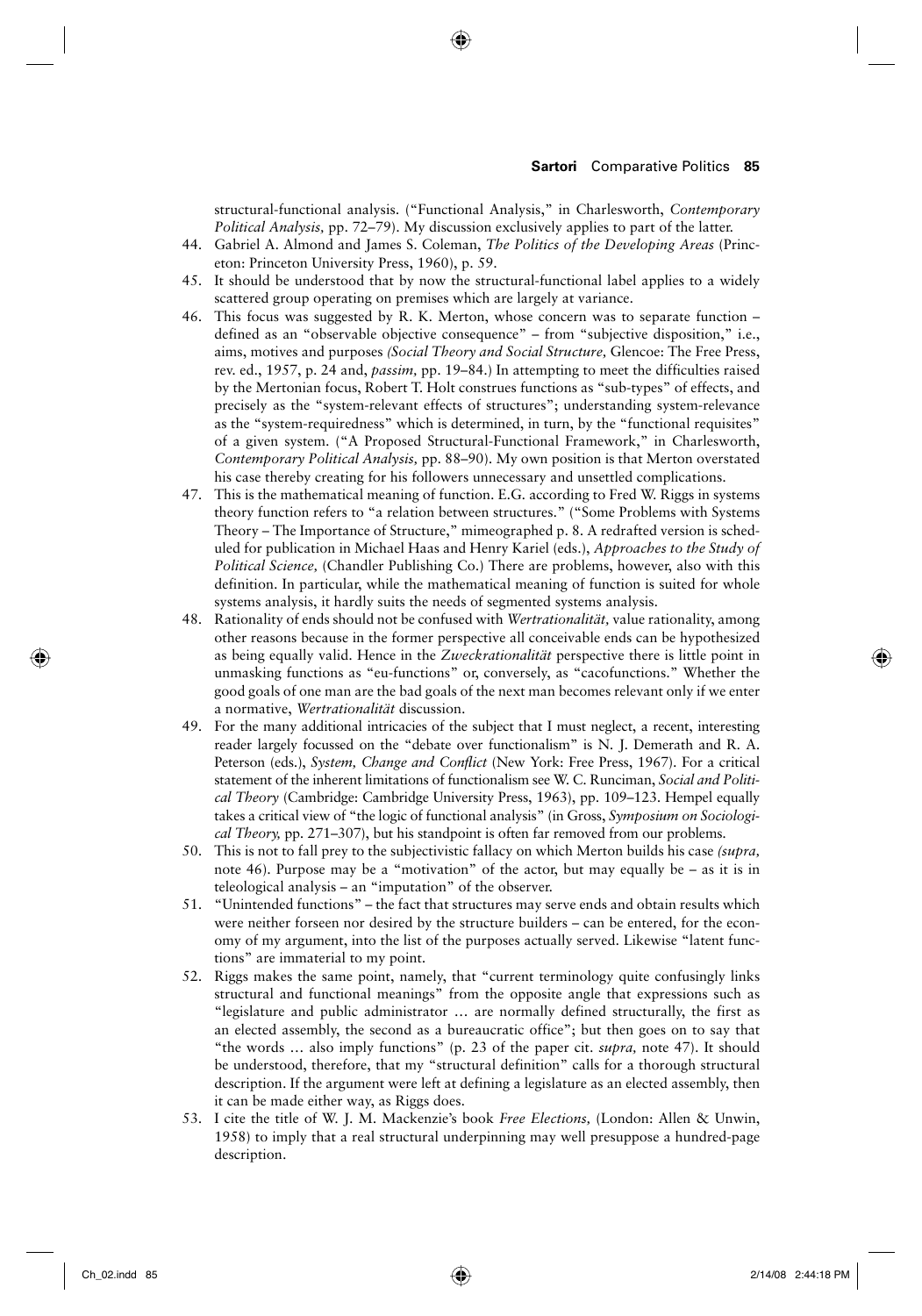structural-functional analysis. ("Functional Analysis," in Charlesworth, *Contemporary Political Analysis,* pp. 72–79). My discussion exclusively applies to part of the latter.

44. Gabriel A. Almond and James S. Coleman, *The Politics of the Developing Areas* (Princeton: Princeton University Press, 1960), p. 59.
45. It should be understood that by now the structural-functional label applies to a widely scattered group operating on premises which are largely at variance.
46. This focus was suggested by R. K. Merton, whose concern was to separate function – defined as an "observable objective consequence" – from "subjective disposition," i.e., aims, motives and purposes *(Social Theory and Social Structure,* Glencoe: The Free Press, rev. ed., 1957, p. 24 and, *passim,* pp. 19–84.) In attempting to meet the difficulties raised by the Mertonian focus, Robert T. Holt construes functions as "sub-types" of effects, and precisely as the "system-relevant effects of structures"; understanding system-relevance as the "system-requiredness" which is determined, in turn, by the "functional requisites" of a given system. ("A Proposed Structural-Functional Framework," in Charlesworth, *Contemporary Political Analysis,* pp. 88–90). My own position is that Merton overstated his case thereby creating for his followers unnecessary and unsettled complications.
47. This is the mathematical meaning of function. E.G. according to Fred W. Riggs in systems theory function refers to "a relation between structures." ("Some Problems with Systems Theory – The Importance of Structure," mimeographed p. 8. A redrafted version is scheduled for publication in Michael Haas and Henry Kariel (eds.), *Approaches to the Study of Political Science,* (Chandler Publishing Co.) There are problems, however, also with this definition. In particular, while the mathematical meaning of function is suited for whole systems analysis, it hardly suits the needs of segmented systems analysis.
48. Rationality of ends should not be confused with *Wertrationalität,* value rationality, among other reasons because in the former perspective all conceivable ends can be hypothesized as being equally valid. Hence in the *Zweckrationalität* perspective there is little point in unmasking functions as "eu-functions" or, conversely, as "cacofunctions." Whether the good goals of one man are the bad goals of the next man becomes relevant only if we enter a normative, *Wertrationalität* discussion.
49. For the many additional intricacies of the subject that I must neglect, a recent, interesting reader largely focussed on the "debate over functionalism" is N. J. Demerath and R. A. Peterson (eds.), *System, Change and Conflict* (New York: Free Press, 1967). For a critical statement of the inherent limitations of functionalism see W. C. Runciman, *Social and Political Theory* (Cambridge: Cambridge University Press, 1963), pp. 109–123. Hempel equally takes a critical view of "the logic of functional analysis" (in Gross, *Symposium on Sociological Theory,* pp. 271–307), but his standpoint is often far removed from our problems.
50. This is not to fall prey to the subjectivistic fallacy on which Merton builds his case *(supra,* note 46). Purpose may be a "motivation" of the actor, but may equally be – as it is in teleological analysis – an "imputation" of the observer.
51. "Unintended functions" – the fact that structures may serve ends and obtain results which were neither forseen nor desired by the structure builders – can be entered, for the economy of my argument, into the list of the purposes actually served. Likewise "latent functions" are immaterial to my point.
52. Riggs makes the same point, namely, that "current terminology quite confusingly links structural and functional meanings" from the opposite angle that expressions such as "legislature and public administrator … are normally defined structurally, the first as an elected assembly, the second as a bureaucratic office"; but then goes on to say that "the words … also imply functions" (p. 23 of the paper cit. *supra,* note 47). It should be understood, therefore, that my "structural definition" calls for a thorough structural description. If the argument were left at defining a legislature as an elected assembly, then it can be made either way, as Riggs does.
53. I cite the title of W. J. M. Mackenzie's book *Free Elections,* (London: Allen & Unwin, 1958) to imply that a real structural underpinning may well presuppose a hundred-page description.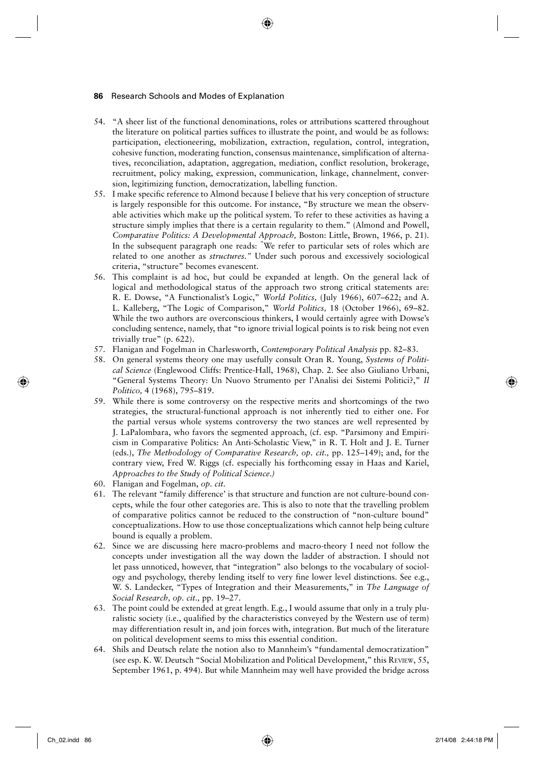54. "A sheer list of the functional denominations, roles or attributions scattered throughout the literature on political parties suffices to illustrate the point, and would be as follows: participation, electioneering, mobilization, extraction, regulation, control, integration, cohesive function, moderating function, consensus maintenance, simplification of alternatives, reconciliation, adaptation, aggregation, mediation, conflict resolution, brokerage, recruitment, policy making, expression, communication, linkage, channelment, conversion, legitimizing function, democratization, labelling function.
55. I make specific reference to Almond because I believe that his very conception of structure is largely responsible for this outcome. For instance, "By structure we mean the observable activities which make up the political system. To refer to these activities as having a structure simply implies that there is a certain regularity to them." (Almond and Powell, *Comparative Politics: A Developmental Approach,* Boston: Little, Brown, 1966, p. 21). In the subsequent paragraph one reads: "We refer to particular sets of roles which are related to one another as *structures."* Under such porous and excessively sociological criteria, "structure" becomes evanescent.
56. This complaint is ad hoc, but could be expanded at length. On the general lack of logical and methodological status of the approach two strong critical statements are: R. E. Dowse, "A Functionalist's Logic," *World Politics,* (July 1966), 607–622; and A. L. Kalleberg, "The Logic of Comparison," *World Politics,* 18 (October 1966), 69–82. While the two authors are overconscious thinkers, I would certainly agree with Dowse's concluding sentence, namely, that "to ignore trivial logical points is to risk being not even trivially true" (p. 622).
57. Flanigan and Fogelman in Charlesworth, *Contemporary Political Analysis* pp. 82–83.
58. On general systems theory one may usefully consult Oran R. Young, *Systems of Political Science* (Englewood Cliffs: Prentice-Hall, 1968), Chap. 2. See also Giuliano Urbani, "General Systems Theory: Un Nuovo Strumento per l'Analisi dei Sistemi Politici?," *Il Politico,* 4 (1968), 795–819.
59. While there is some controversy on the respective merits and shortcomings of the two strategies, the structural-functional approach is not inherently tied to either one. For the partial versus whole systems controversy the two stances are well represented by J. LaPalombara, who favors the segmented approach, (cf. esp. "Parsimony and Empiricism in Comparative Politics: An Anti-Scholastic View," in R. T. Holt and J. E. Turner (eds.), *The Methodology of Comparative Research, op. cit.,* pp. 125–149); and, for the contrary view, Fred W. Riggs (cf. especially his forthcoming essay in Haas and Kariel, *Approaches to the Study of Political Science.)*
60. Flanigan and Fogelman, *op. cit.*
61. The relevant "family difference' is that structure and function are not culture-bound concepts, while the four other categories are. This is also to note that the travelling problem of comparative politics cannot be reduced to the construction of "non-culture bound" conceptualizations. How to use those conceptualizations which cannot help being culture bound is equally a problem.
62. Since we are discussing here macro-problems and macro-theory I need not follow the concepts under investigation all the way down the ladder of abstraction. I should not let pass unnoticed, however, that "integration" also belongs to the vocabulary of sociology and psychology, thereby lending itself to very fine lower level distinctions. See e.g., W. S. Landecker, "Types of Integration and their Measurements," in *The Language of Social Research, op. cit.,* pp. 19–27.
63. The point could be extended at great length. E.g., I would assume that only in a truly pluralistic society (i.e., qualified by the characteristics conveyed by the Western use of term) may differentiation result in, and join forces with, integration. But much of the literature on political development seems to miss this essential condition.
64. Shils and Deutsch relate the notion also to Mannheim's "fundamental democratization" (see esp. K. W. Deutsch "Social Mobilization and Political Development," this Review, 55, September 1961, p. 494). But while Mannheim may well have provided the bridge across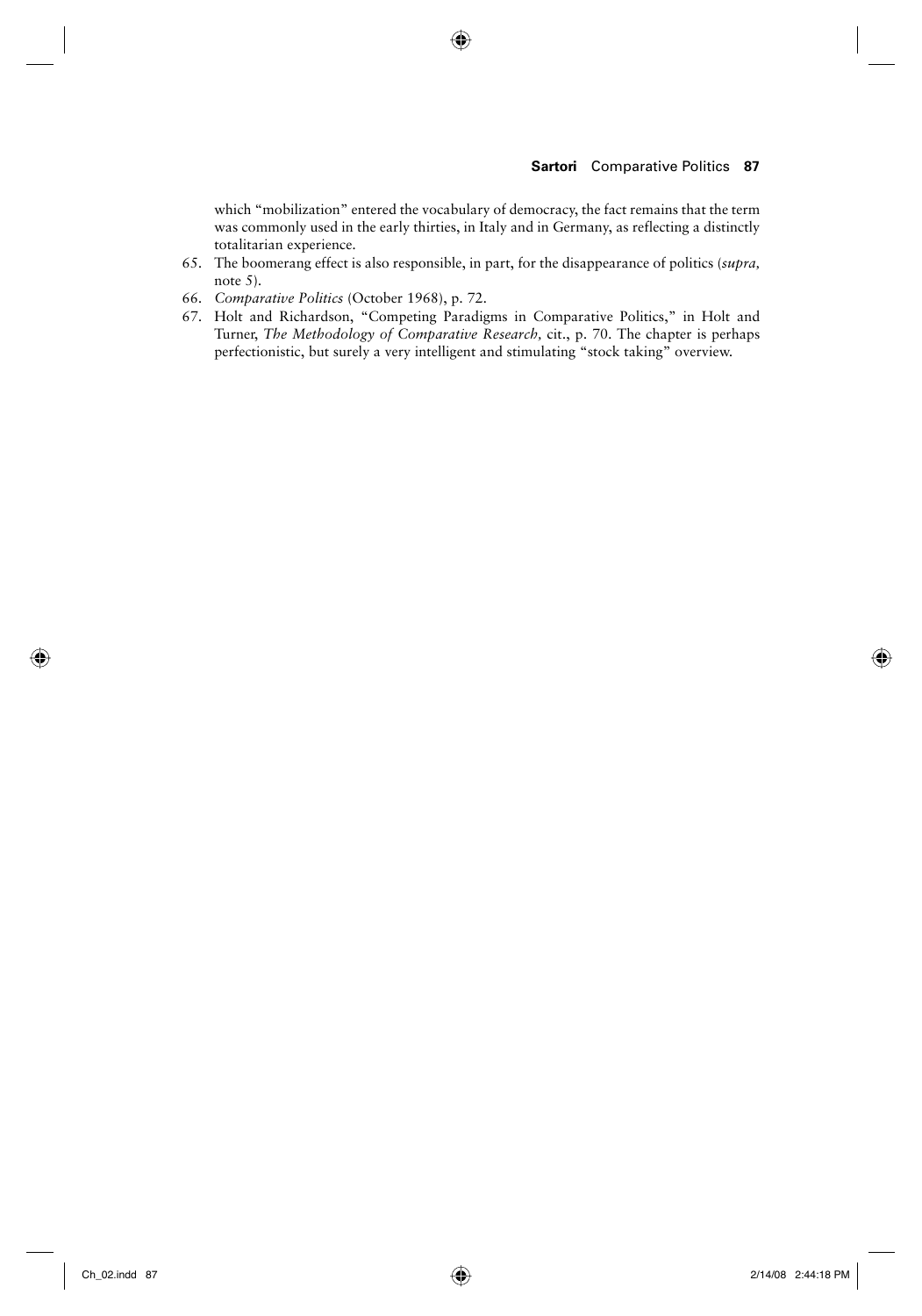which "mobilization" entered the vocabulary of democracy, the fact remains that the term was commonly used in the early thirties, in Italy and in Germany, as reflecting a distinctly totalitarian experience.

65. The boomerang effect is also responsible, in part, for the disappearance of politics (*supra,* note 5).
66. *Comparative Politics* (October 1968), p. 72.
67. Holt and Richardson, "Competing Paradigms in Comparative Politics," in Holt and Turner, *The Methodology of Comparative Research,* cit., p. 70. The chapter is perhaps perfectionistic, but surely a very intelligent and stimulating "stock taking" overview.